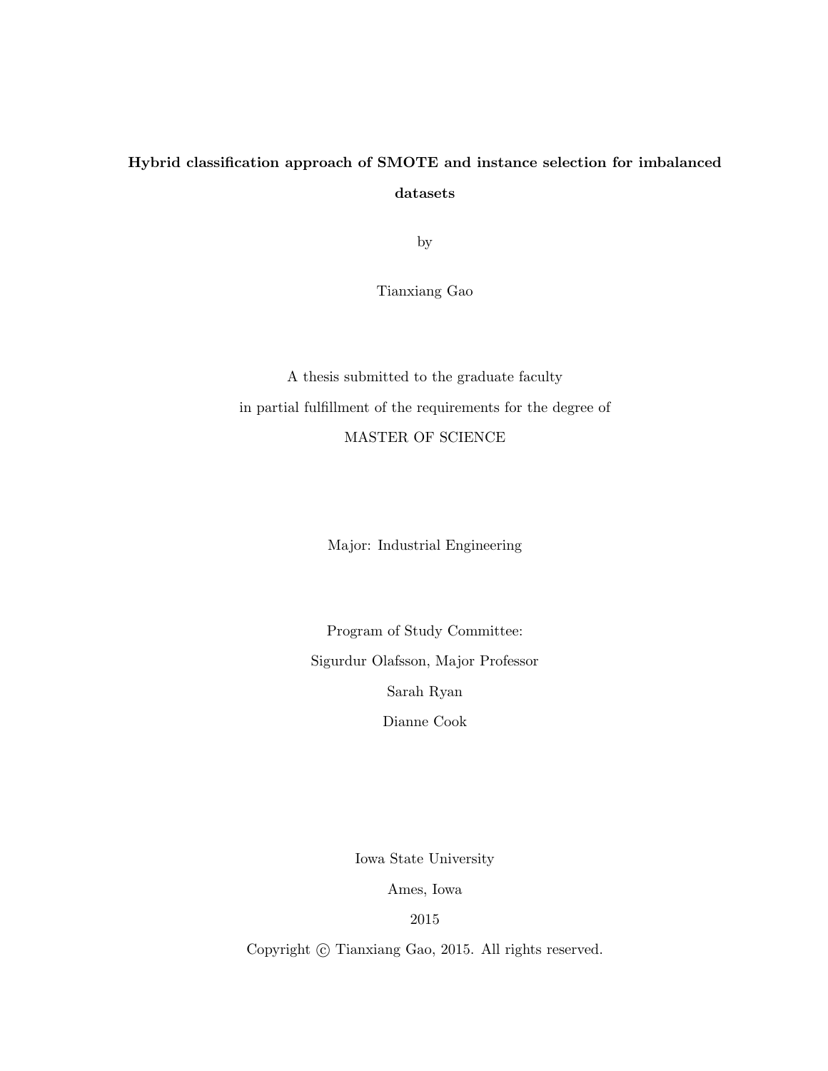**Hybrid classification approach of SMOTE and instance selection for imbalanced datasets**

by

Tianxiang Gao

A thesis submitted to the graduate faculty

in partial fulfillment of the requirements for the degree of

MASTER OF SCIENCE

Major: Industrial Engineering

Program of Study Committee:

Sigurdur Olafsson, Major Professor

Sarah Ryan

Dianne Cook

Iowa State University

Ames, Iowa

2015

Copyright © Tianxiang Gao, 2015. All rights reserved.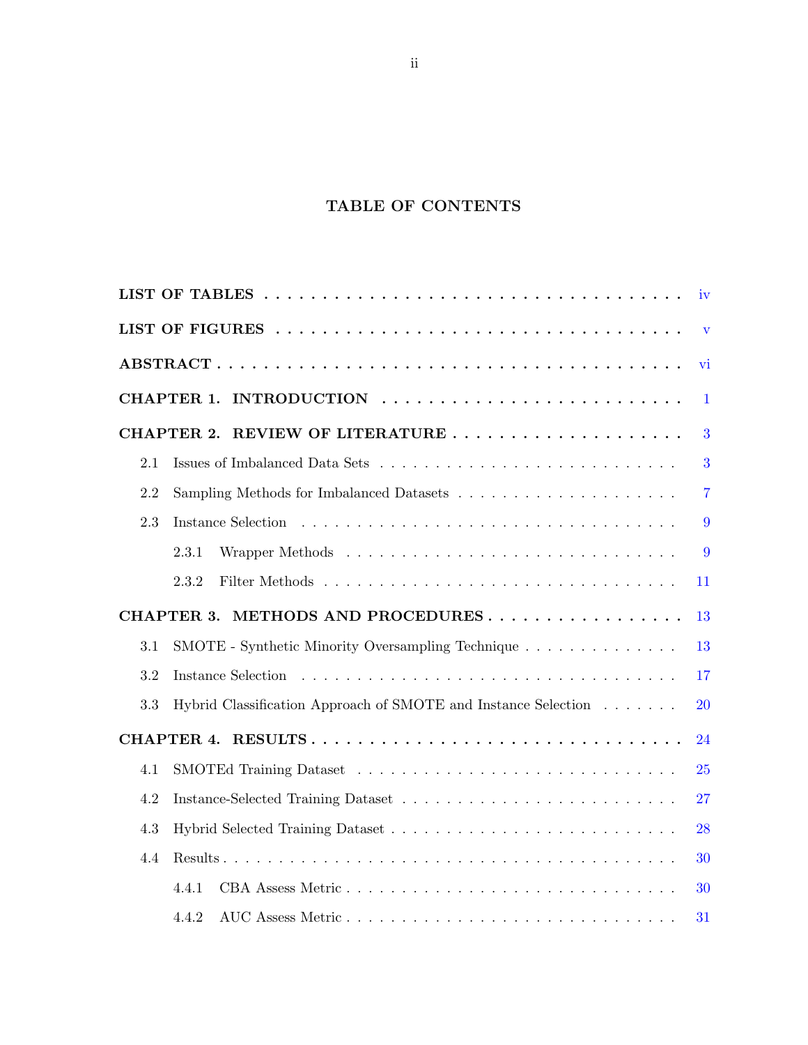# TABLE OF CONTENTS

**LIST OF TABLES** . . . . . . . . . . . . . . . . . . . . . . . . . . . . . . . . . . . . iv

**LIST OF FIGURES** . . . . . . . . . . . . . . . . . . . . . . . . . . . . . . . . . . . v

**ABSTRACT** . . . . . . . . . . . . . . . . . . . . . . . . . . . . . . . . . . . . . . . vi

**CHAPTER 1. INTRODUCTION** . . . . . . . . . . . . . . . . . . . . . . . . . . 1

**CHAPTER 2. REVIEW OF LITERATURE** . . . . . . . . . . . . . . . . . . . . 3

- 2.1 Issues of Imbalanced Data Sets . . . . . . . . . . . . . . . . . . . . . . . . . . 3
- 2.2 Sampling Methods for Imbalanced Datasets . . . . . . . . . . . . . . . . . . . . 7
- 2.3 Instance Selection . . . . . . . . . . . . . . . . . . . . . . . . . . . . . . . . . 9
  - 2.3.1 Wrapper Methods . . . . . . . . . . . . . . . . . . . . . . . . . . . . . 9
  - 2.3.2 Filter Methods . . . . . . . . . . . . . . . . . . . . . . . . . . . . . . . 11

**CHAPTER 3. METHODS AND PROCEDURES** . . . . . . . . . . . . . . . . . 13

- 3.1 SMOTE - Synthetic Minority Oversampling Technique . . . . . . . . . . . . . . 13
- 3.2 Instance Selection . . . . . . . . . . . . . . . . . . . . . . . . . . . . . . . . . 17
- 3.3 Hybrid Classification Approach of SMOTE and Instance Selection . . . . . . . 20

**CHAPTER 4. RESULTS** . . . . . . . . . . . . . . . . . . . . . . . . . . . . . . 24

- 4.1 SMOTEd Training Dataset . . . . . . . . . . . . . . . . . . . . . . . . . . . . 25
- 4.2 Instance-Selected Training Dataset . . . . . . . . . . . . . . . . . . . . . . . . 27
- 4.3 Hybrid Selected Training Dataset . . . . . . . . . . . . . . . . . . . . . . . . . 28
- 4.4 Results . . . . . . . . . . . . . . . . . . . . . . . . . . . . . . . . . . . . . . . 30
  - 4.4.1 CBA Assess Metric . . . . . . . . . . . . . . . . . . . . . . . . . . . . . 30
  - 4.4.2 AUC Assess Metric . . . . . . . . . . . . . . . . . . . . . . . . . . . . . 31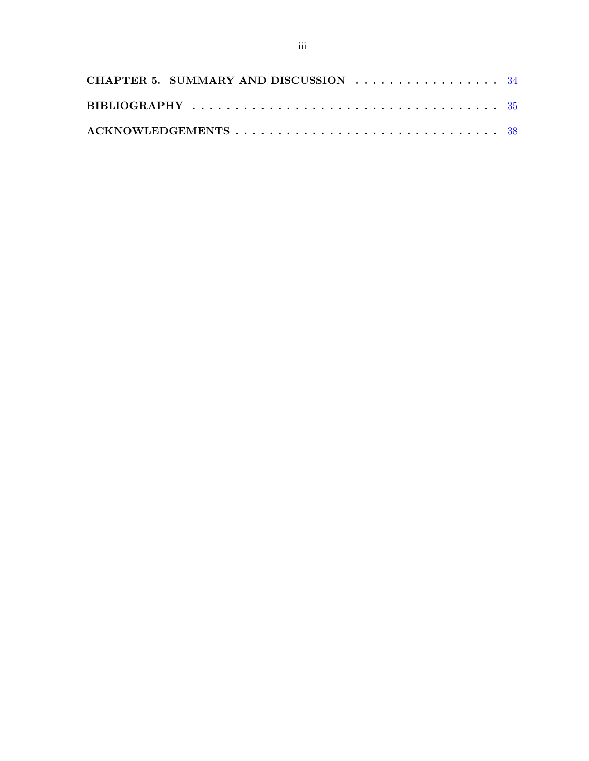**CHAPTER 5. SUMMARY AND DISCUSSION** . . . . . . . . . . . . . . . . . . 34

**BIBLIOGRAPHY** . . . . . . . . . . . . . . . . . . . . . . . . . . . . . . . . . . 35

**ACKNOWLEDGEMENTS** . . . . . . . . . . . . . . . . . . . . . . . . . . . . . 38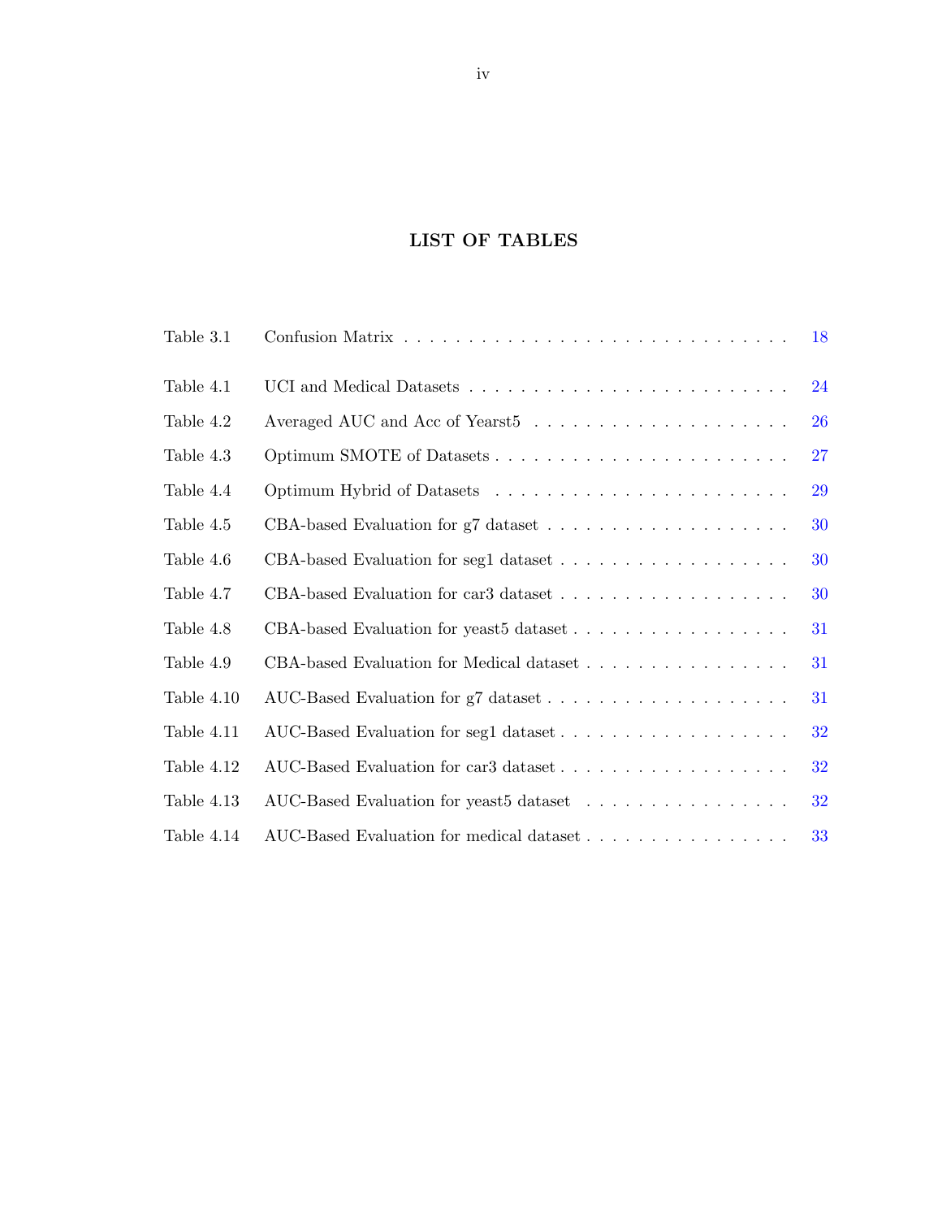# LIST OF TABLES

| | | |
|---|---|---|
| Table 3.1 | Confusion Matrix | 18 |
| Table 4.1 | UCI and Medical Datasets | 24 |
| Table 4.2 | Averaged AUC and Acc of Yearst5 | 26 |
| Table 4.3 | Optimum SMOTE of Datasets | 27 |
| Table 4.4 | Optimum Hybrid of Datasets | 29 |
| Table 4.5 | CBA-based Evaluation for g7 dataset | 30 |
| Table 4.6 | CBA-based Evaluation for seg1 dataset | 30 |
| Table 4.7 | CBA-based Evaluation for car3 dataset | 30 |
| Table 4.8 | CBA-based Evaluation for yeast5 dataset | 31 |
| Table 4.9 | CBA-based Evaluation for Medical dataset | 31 |
| Table 4.10 | AUC-Based Evaluation for g7 dataset | 31 |
| Table 4.11 | AUC-Based Evaluation for seg1 dataset | 32 |
| Table 4.12 | AUC-Based Evaluation for car3 dataset | 32 |
| Table 4.13 | AUC-Based Evaluation for yeast5 dataset | 32 |
| Table 4.14 | AUC-Based Evaluation for medical dataset | 33 |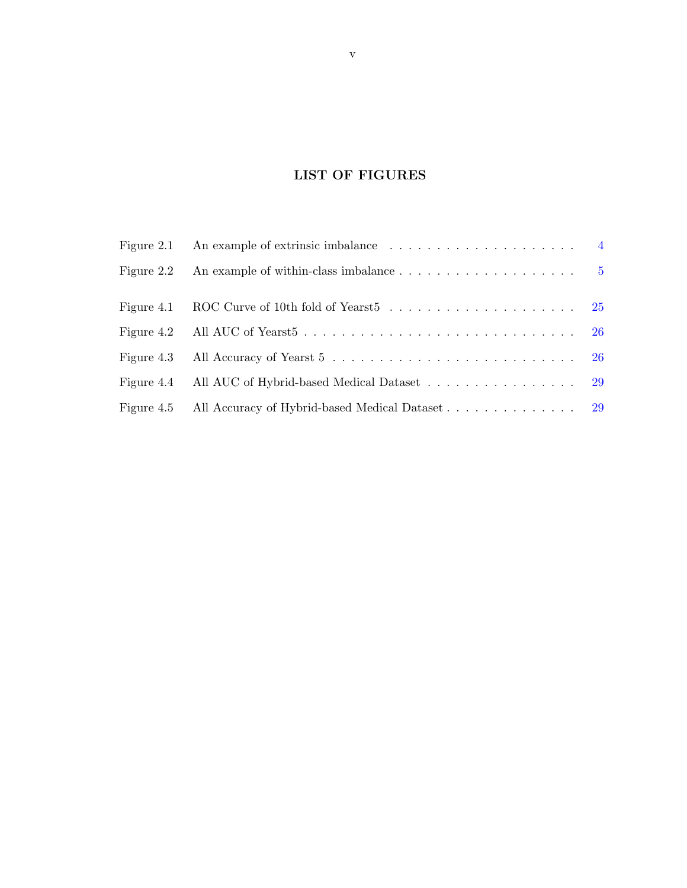# LIST OF FIGURES

| | | |
|---|---|---|
| Figure 2.1 | An example of extrinsic imbalance | 4 |
| Figure 2.2 | An example of within-class imbalance | 5 |
| Figure 4.1 | ROC Curve of 10th fold of Yearst5 | 25 |
| Figure 4.2 | All AUC of Yearst5 | 26 |
| Figure 4.3 | All Accuracy of Yearst 5 | 26 |
| Figure 4.4 | All AUC of Hybrid-based Medical Dataset | 29 |
| Figure 4.5 | All Accuracy of Hybrid-based Medical Dataset | 29 |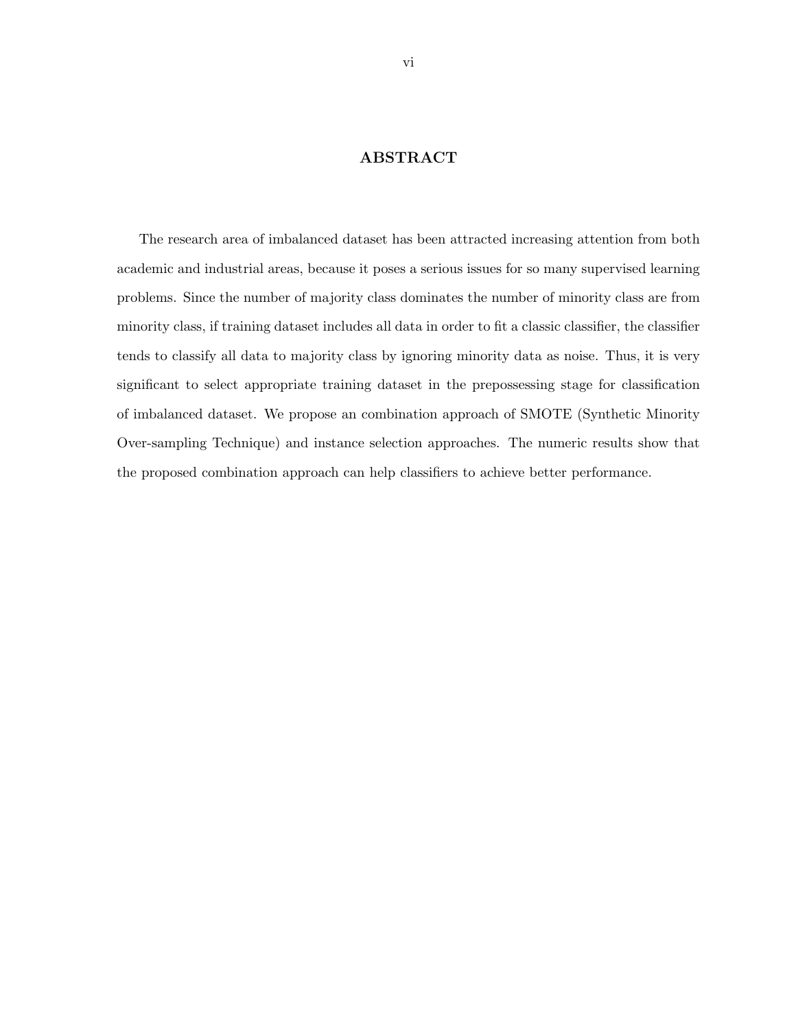# ABSTRACT

The research area of imbalanced dataset has been attracted increasing attention from both academic and industrial areas, because it poses a serious issues for so many supervised learning problems. Since the number of majority class dominates the number of minority class are from minority class, if training dataset includes all data in order to fit a classic classifier, the classifier tends to classify all data to majority class by ignoring minority data as noise. Thus, it is very significant to select appropriate training dataset in the prepossessing stage for classification of imbalanced dataset. We propose an combination approach of SMOTE (Synthetic Minority Over-sampling Technique) and instance selection approaches. The numeric results show that the proposed combination approach can help classifiers to achieve better performance.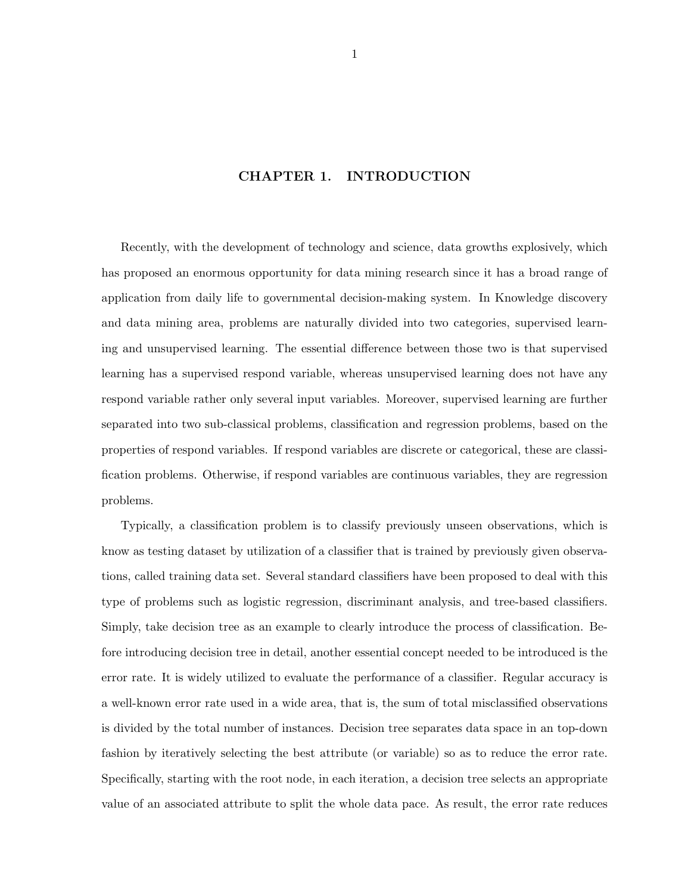# CHAPTER 1. INTRODUCTION

Recently, with the development of technology and science, data growths explosively, which has proposed an enormous opportunity for data mining research since it has a broad range of application from daily life to governmental decision-making system. In Knowledge discovery and data mining area, problems are naturally divided into two categories, supervised learning and unsupervised learning. The essential difference between those two is that supervised learning has a supervised respond variable, whereas unsupervised learning does not have any respond variable rather only several input variables. Moreover, supervised learning are further separated into two sub-classical problems, classification and regression problems, based on the properties of respond variables. If respond variables are discrete or categorical, these are classification problems. Otherwise, if respond variables are continuous variables, they are regression problems.

Typically, a classification problem is to classify previously unseen observations, which is know as testing dataset by utilization of a classifier that is trained by previously given observations, called training data set. Several standard classifiers have been proposed to deal with this type of problems such as logistic regression, discriminant analysis, and tree-based classifiers. Simply, take decision tree as an example to clearly introduce the process of classification. Before introducing decision tree in detail, another essential concept needed to be introduced is the error rate. It is widely utilized to evaluate the performance of a classifier. Regular accuracy is a well-known error rate used in a wide area, that is, the sum of total misclassified observations is divided by the total number of instances. Decision tree separates data space in an top-down fashion by iteratively selecting the best attribute (or variable) so as to reduce the error rate. Specifically, starting with the root node, in each iteration, a decision tree selects an appropriate value of an associated attribute to split the whole data pace. As result, the error rate reduces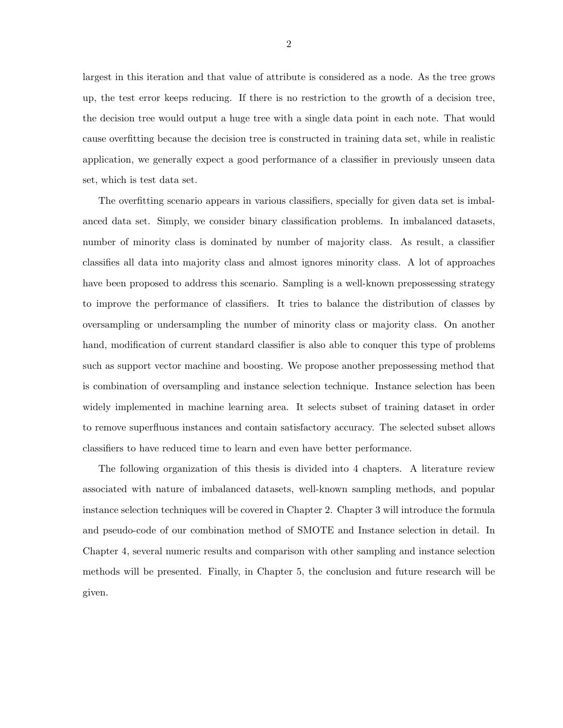largest in this iteration and that value of attribute is considered as a node. As the tree grows up, the test error keeps reducing. If there is no restriction to the growth of a decision tree, the decision tree would output a huge tree with a single data point in each note. That would cause overfitting because the decision tree is constructed in training data set, while in realistic application, we generally expect a good performance of a classifier in previously unseen data set, which is test data set.

The overfitting scenario appears in various classifiers, specially for given data set is imbalanced data set. Simply, we consider binary classification problems. In imbalanced datasets, number of minority class is dominated by number of majority class. As result, a classifier classifies all data into majority class and almost ignores minority class. A lot of approaches have been proposed to address this scenario. Sampling is a well-known prepossessing strategy to improve the performance of classifiers. It tries to balance the distribution of classes by oversampling or undersampling the number of minority class or majority class. On another hand, modification of current standard classifier is also able to conquer this type of problems such as support vector machine and boosting. We propose another prepossessing method that is combination of oversampling and instance selection technique. Instance selection has been widely implemented in machine learning area. It selects subset of training dataset in order to remove superfluous instances and contain satisfactory accuracy. The selected subset allows classifiers to have reduced time to learn and even have better performance.

The following organization of this thesis is divided into 4 chapters. A literature review associated with nature of imbalanced datasets, well-known sampling methods, and popular instance selection techniques will be covered in Chapter 2. Chapter 3 will introduce the formula and pseudo-code of our combination method of SMOTE and Instance selection in detail. In Chapter 4, several numeric results and comparison with other sampling and instance selection methods will be presented. Finally, in Chapter 5, the conclusion and future research will be given.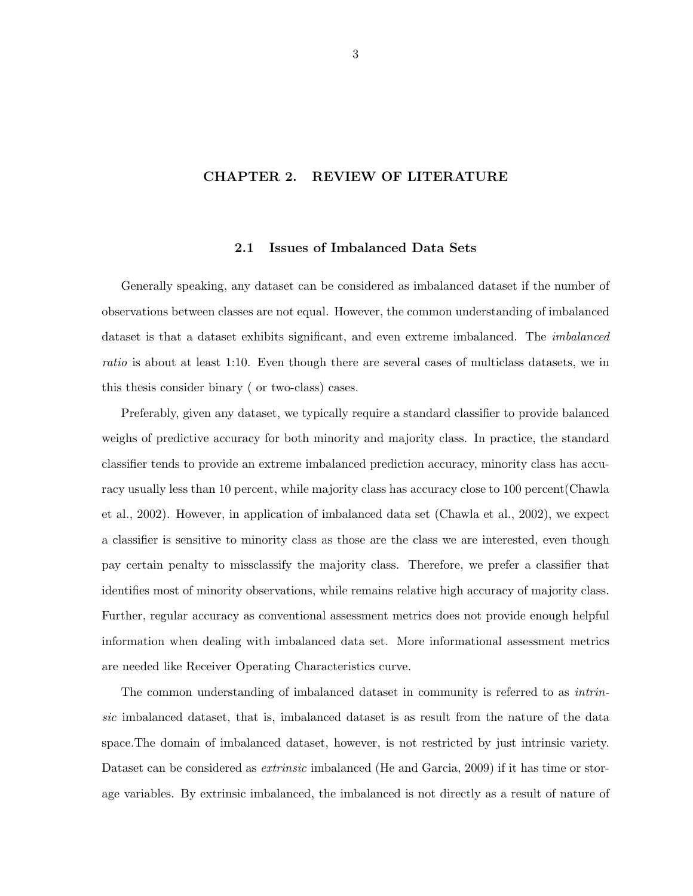# CHAPTER 2. REVIEW OF LITERATURE

## 2.1 Issues of Imbalanced Data Sets

Generally speaking, any dataset can be considered as imbalanced dataset if the number of observations between classes are not equal. However, the common understanding of imbalanced dataset is that a dataset exhibits significant, and even extreme imbalanced. The *imbalanced ratio* is about at least 1:10. Even though there are several cases of multiclass datasets, we in this thesis consider binary ( or two-class) cases.

Preferably, given any dataset, we typically require a standard classifier to provide balanced weighs of predictive accuracy for both minority and majority class. In practice, the standard classifier tends to provide an extreme imbalanced prediction accuracy, minority class has accuracy usually less than 10 percent, while majority class has accuracy close to 100 percent(Chawla et al., 2002). However, in application of imbalanced data set (Chawla et al., 2002), we expect a classifier is sensitive to minority class as those are the class we are interested, even though pay certain penalty to missclassify the majority class. Therefore, we prefer a classifier that identifies most of minority observations, while remains relative high accuracy of majority class. Further, regular accuracy as conventional assessment metrics does not provide enough helpful information when dealing with imbalanced data set. More informational assessment metrics are needed like Receiver Operating Characteristics curve.

The common understanding of imbalanced dataset in community is referred to as *intrinsic* imbalanced dataset, that is, imbalanced dataset is as result from the nature of the data space.The domain of imbalanced dataset, however, is not restricted by just intrinsic variety. Dataset can be considered as *extrinsic* imbalanced (He and Garcia, 2009) if it has time or storage variables. By extrinsic imbalanced, the imbalanced is not directly as a result of nature of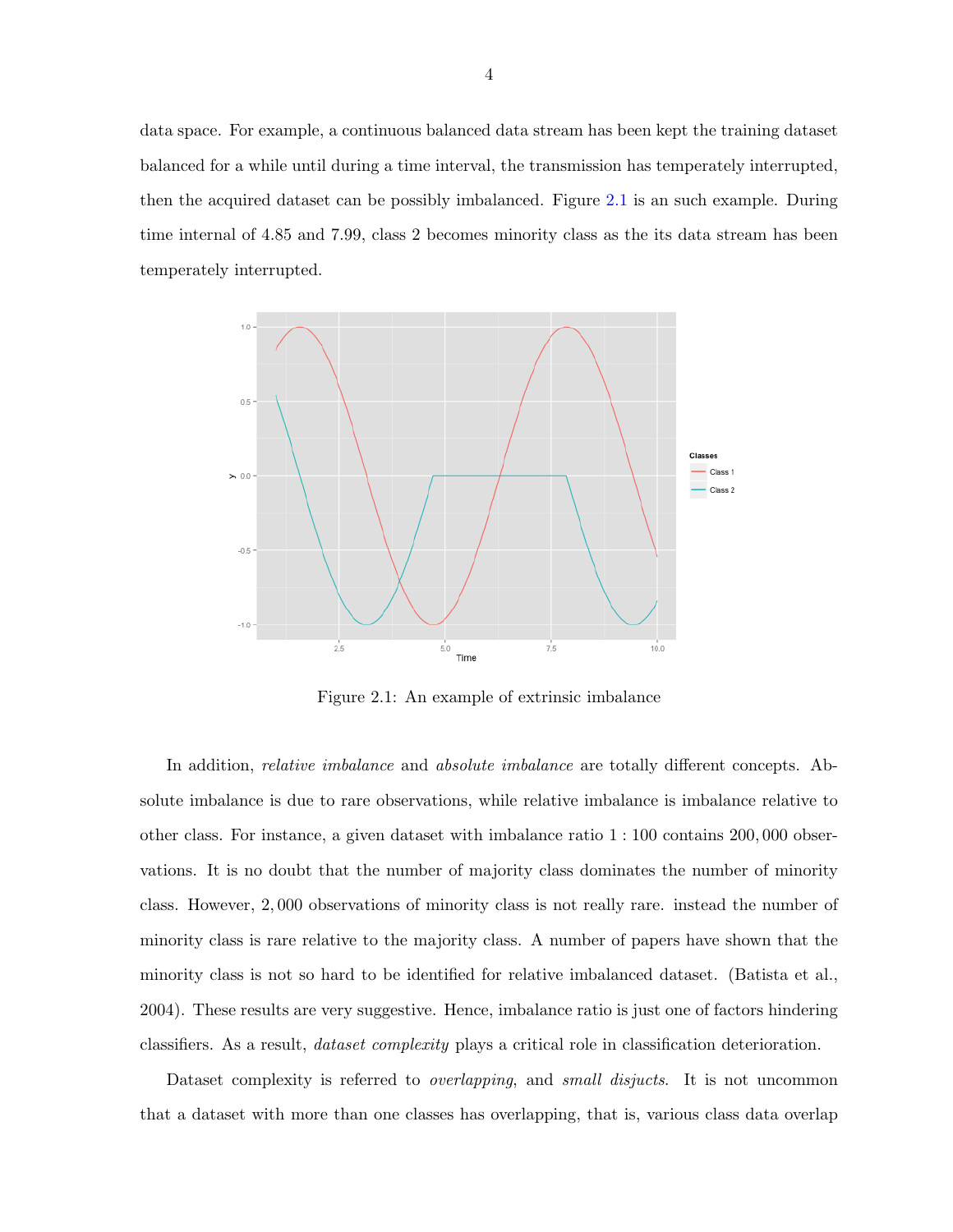data space. For example, a continuous balanced data stream has been kept the training dataset balanced for a while until during a time interval, the transmission has temperately interrupted, then the acquired dataset can be possibly imbalanced. Figure 2.1 is an such example. During time internal of 4.85 and 7.99, class 2 becomes minority class as the its data stream has been temperately interrupted.

Figure 2.1: An example of extrinsic imbalance

In addition, *relative imbalance* and *absolute imbalance* are totally different concepts. Absolute imbalance is due to rare observations, while relative imbalance is imbalance relative to other class. For instance, a given dataset with imbalance ratio $1:100$ contains $200,000$ observations. It is no doubt that the number of majority class dominates the number of minority class. However, $2,000$ observations of minority class is not really rare. instead the number of minority class is rare relative to the majority class. A number of papers have shown that the minority class is not so hard to be identified for relative imbalanced dataset. (Batista et al., 2004). These results are very suggestive. Hence, imbalance ratio is just one of factors hindering classifiers. As a result, *dataset complexity* plays a critical role in classification deterioration.

Dataset complexity is referred to *overlapping*, and *small disjucts*. It is not uncommon that a dataset with more than one classes has overlapping, that is, various class data overlap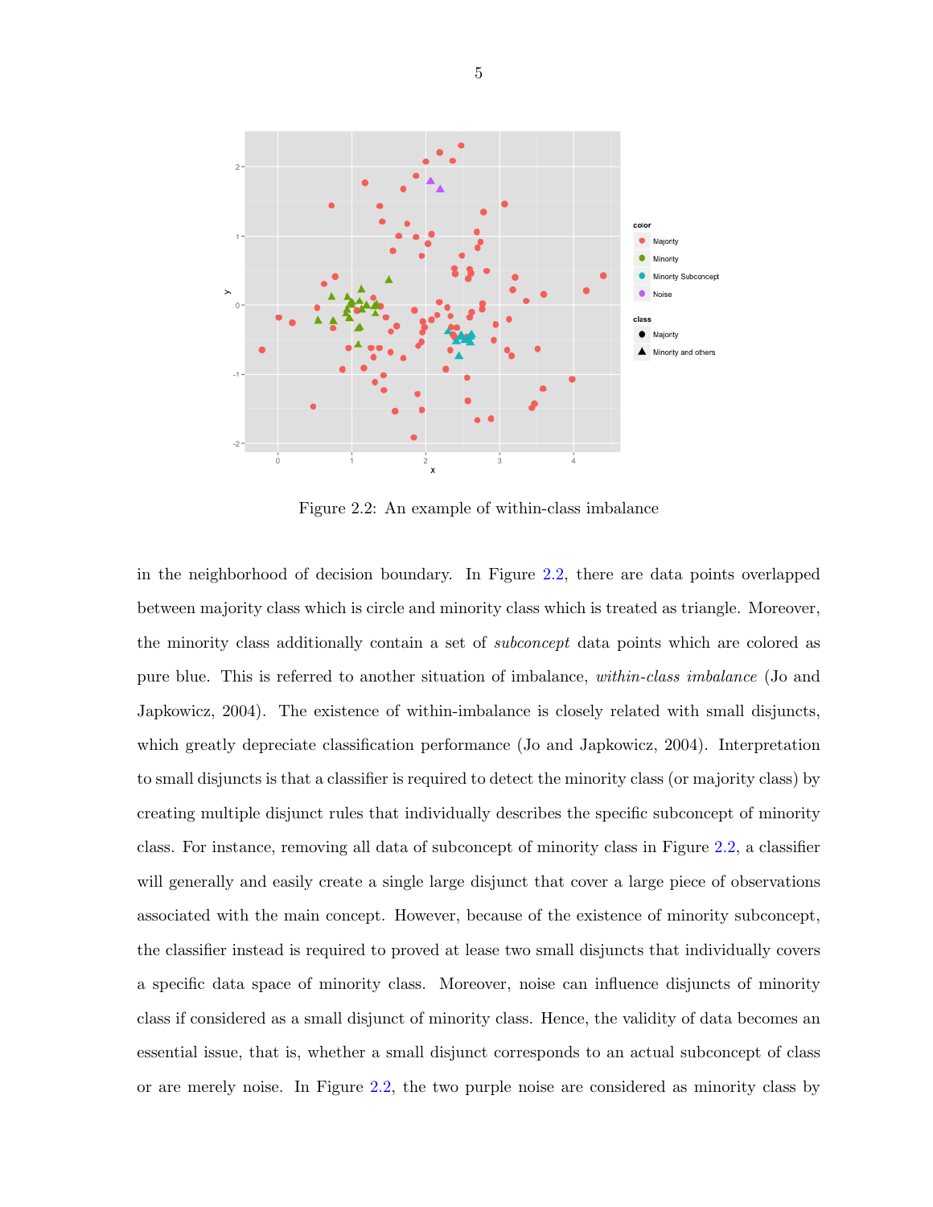Figure 2.2: An example of within-class imbalance

in the neighborhood of decision boundary. In Figure 2.2, there are data points overlapped between majority class which is circle and minority class which is treated as triangle. Moreover, the minority class additionally contain a set of *subconcept* data points which are colored as pure blue. This is referred to another situation of imbalance, *within-class imbalance* (Jo and Japkowicz, 2004). The existence of within-imbalance is closely related with small disjuncts, which greatly depreciate classification performance (Jo and Japkowicz, 2004). Interpretation to small disjuncts is that a classifier is required to detect the minority class (or majority class) by creating multiple disjunct rules that individually describes the specific subconcept of minority class. For instance, removing all data of subconcept of minority class in Figure 2.2, a classifier will generally and easily create a single large disjunct that cover a large piece of observations associated with the main concept. However, because of the existence of minority subconcept, the classifier instead is required to proved at lease two small disjuncts that individually covers a specific data space of minority class. Moreover, noise can influence disjuncts of minority class if considered as a small disjunct of minority class. Hence, the validity of data becomes an essential issue, that is, whether a small disjunct corresponds to an actual subconcept of class or are merely noise. In Figure 2.2, the two purple noise are considered as minority class by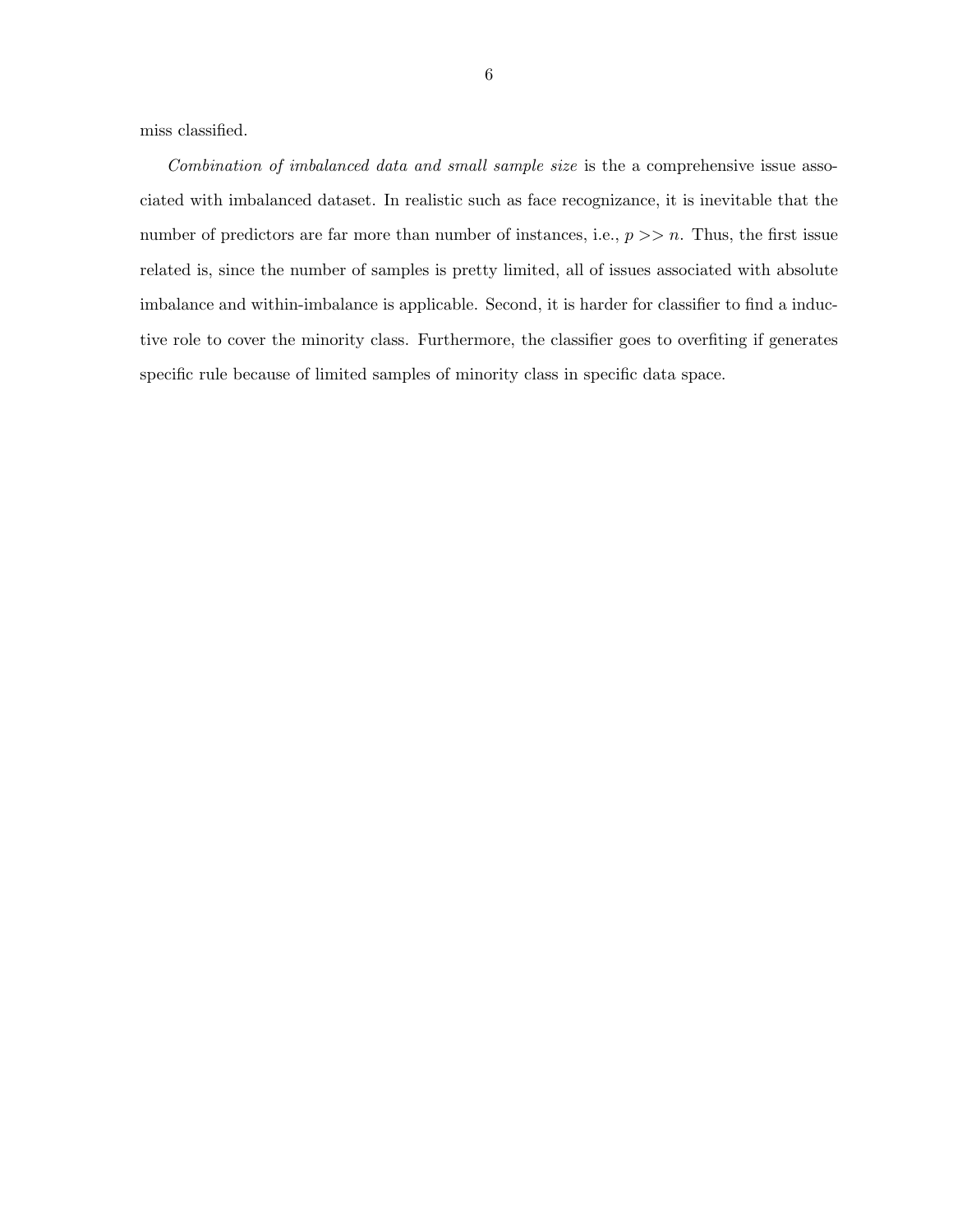miss classified.

*Combination of imbalanced data and small sample size* is the a comprehensive issue associated with imbalanced dataset. In realistic such as face recognizance, it is inevitable that the number of predictors are far more than number of instances, i.e., $p >> n$. Thus, the first issue related is, since the number of samples is pretty limited, all of issues associated with absolute imbalance and within-imbalance is applicable. Second, it is harder for classifier to find a inductive role to cover the minority class. Furthermore, the classifier goes to overfiting if generates specific rule because of limited samples of minority class in specific data space.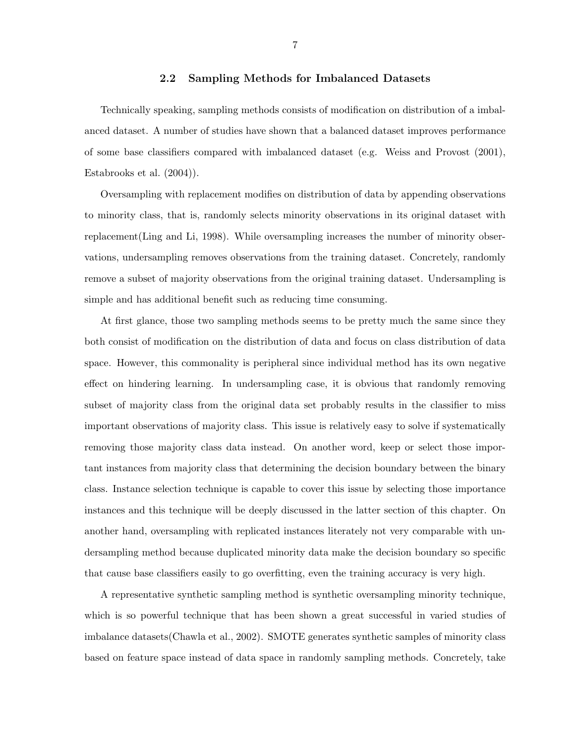## 2.2 Sampling Methods for Imbalanced Datasets

Technically speaking, sampling methods consists of modification on distribution of a imbalanced dataset. A number of studies have shown that a balanced dataset improves performance of some base classifiers compared with imbalanced dataset (e.g. Weiss and Provost (2001), Estabrooks et al. (2004)).

Oversampling with replacement modifies on distribution of data by appending observations to minority class, that is, randomly selects minority observations in its original dataset with replacement(Ling and Li, 1998). While oversampling increases the number of minority observations, undersampling removes observations from the training dataset. Concretely, randomly remove a subset of majority observations from the original training dataset. Undersampling is simple and has additional benefit such as reducing time consuming.

At first glance, those two sampling methods seems to be pretty much the same since they both consist of modification on the distribution of data and focus on class distribution of data space. However, this commonality is peripheral since individual method has its own negative effect on hindering learning. In undersampling case, it is obvious that randomly removing subset of majority class from the original data set probably results in the classifier to miss important observations of majority class. This issue is relatively easy to solve if systematically removing those majority class data instead. On another word, keep or select those important instances from majority class that determining the decision boundary between the binary class. Instance selection technique is capable to cover this issue by selecting those importance instances and this technique will be deeply discussed in the latter section of this chapter. On another hand, oversampling with replicated instances literately not very comparable with undersampling method because duplicated minority data make the decision boundary so specific that cause base classifiers easily to go overfitting, even the training accuracy is very high.

A representative synthetic sampling method is synthetic oversampling minority technique, which is so powerful technique that has been shown a great successful in varied studies of imbalance datasets(Chawla et al., 2002). SMOTE generates synthetic samples of minority class based on feature space instead of data space in randomly sampling methods. Concretely, take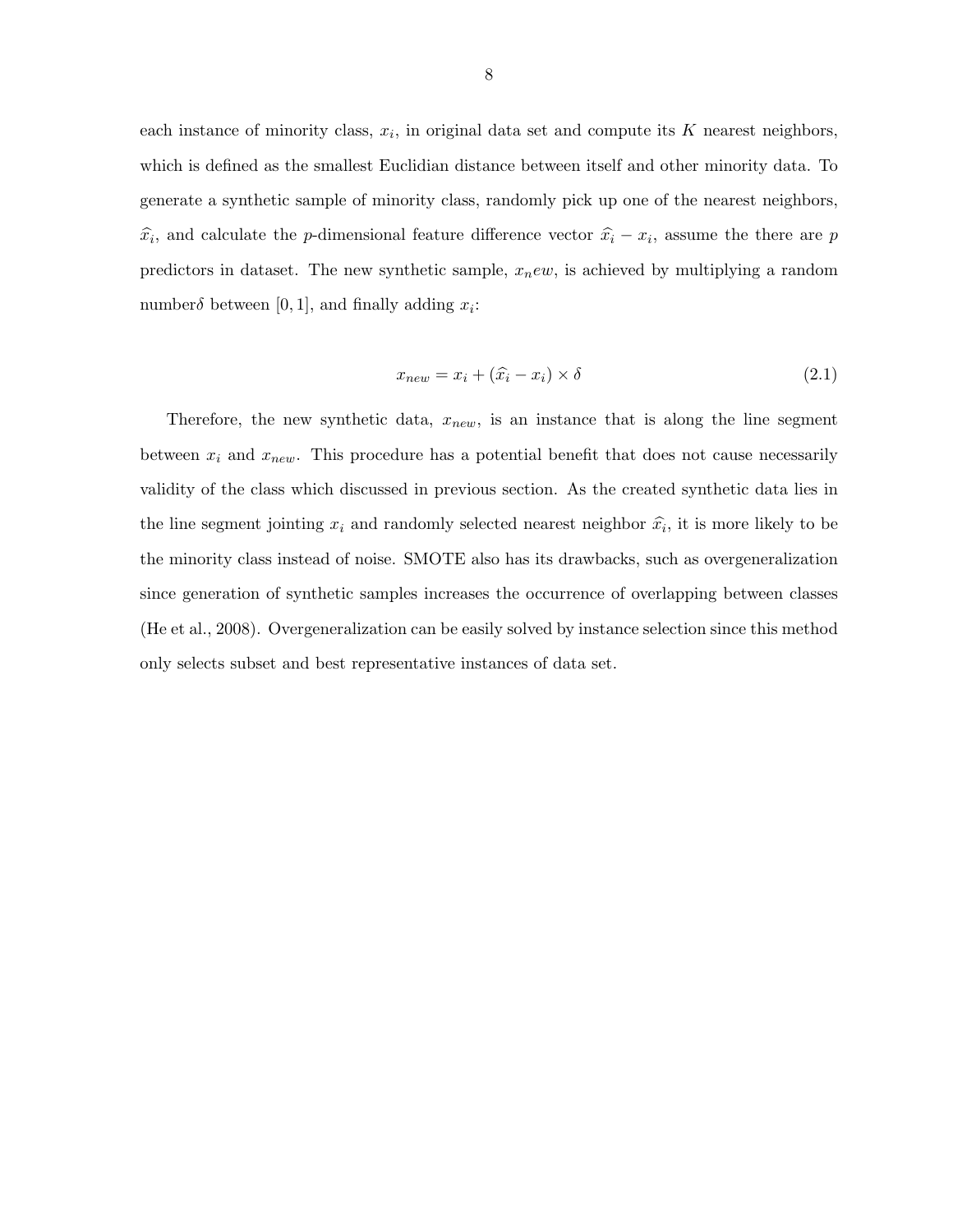each instance of minority class, $x_i$, in original data set and compute its $K$ nearest neighbors, which is defined as the smallest Euclidian distance between itself and other minority data. To generate a synthetic sample of minority class, randomly pick up one of the nearest neighbors, $\widehat{x_i}$, and calculate the $p$-dimensional feature difference vector $\widehat{x_i} - x_i$, assume the there are $p$ predictors in dataset. The new synthetic sample, $x_new$, is achieved by multiplying a random number$\delta$ between $[0, 1]$, and finally adding $x_i$:

$$x_{new} = x_i + (\widehat{x_i} - x_i) \times \delta \tag{2.1}$$

Therefore, the new synthetic data, $x_{new}$, is an instance that is along the line segment between $x_i$ and $x_{new}$. This procedure has a potential benefit that does not cause necessarily validity of the class which discussed in previous section. As the created synthetic data lies in the line segment jointing $x_i$ and randomly selected nearest neighbor $\widehat{x_i}$, it is more likely to be the minority class instead of noise. SMOTE also has its drawbacks, such as overgeneralization since generation of synthetic samples increases the occurrence of overlapping between classes (He et al., 2008). Overgeneralization can be easily solved by instance selection since this method only selects subset and best representative instances of data set.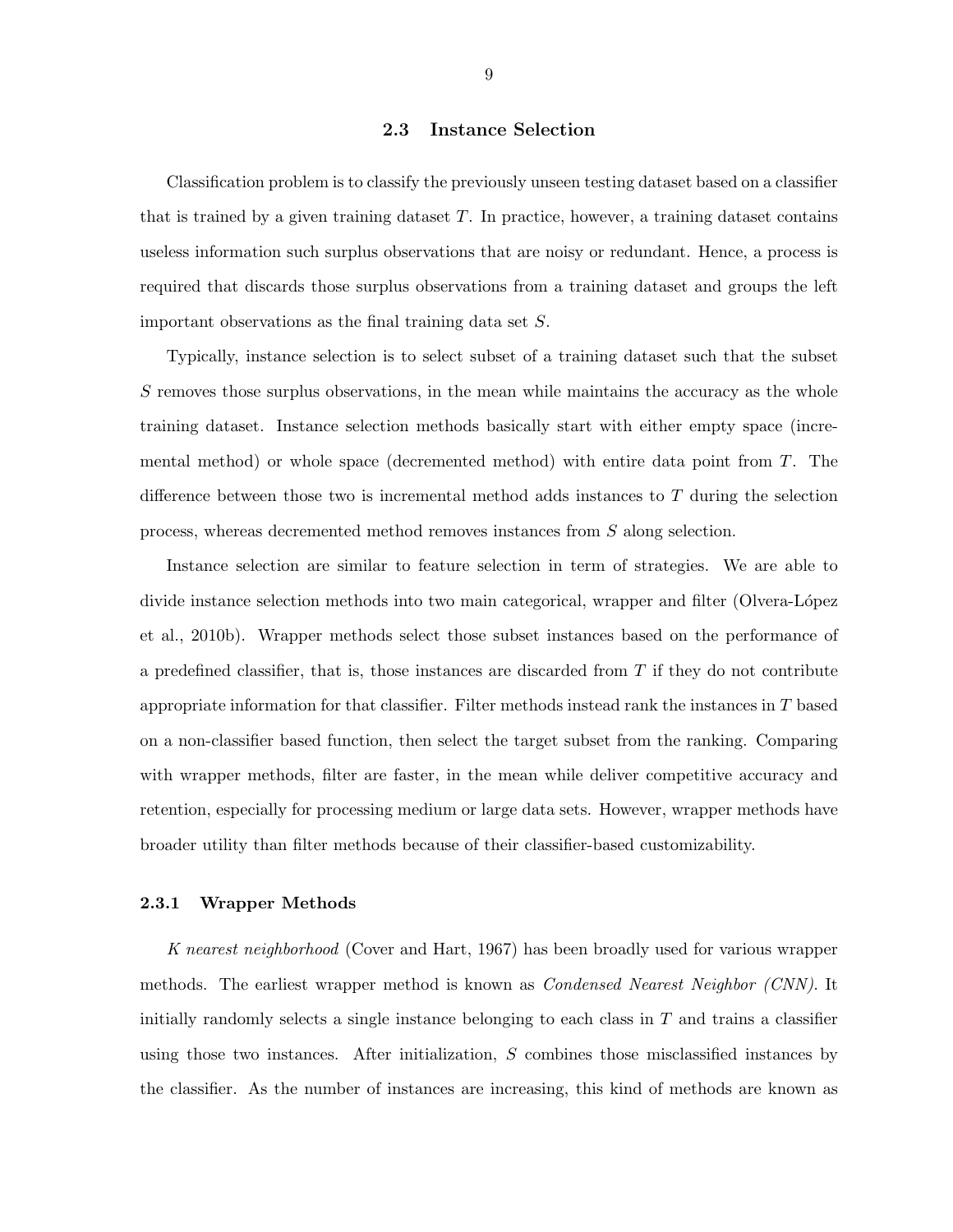## 2.3 Instance Selection

Classification problem is to classify the previously unseen testing dataset based on a classifier that is trained by a given training dataset $T$. In practice, however, a training dataset contains useless information such surplus observations that are noisy or redundant. Hence, a process is required that discards those surplus observations from a training dataset and groups the left important observations as the final training data set $S$.

Typically, instance selection is to select subset of a training dataset such that the subset $S$ removes those surplus observations, in the mean while maintains the accuracy as the whole training dataset. Instance selection methods basically start with either empty space (incremental method) or whole space (decremented method) with entire data point from $T$. The difference between those two is incremental method adds instances to $T$ during the selection process, whereas decremented method removes instances from $S$ along selection.

Instance selection are similar to feature selection in term of strategies. We are able to divide instance selection methods into two main categorical, wrapper and filter (Olvera-López et al., 2010b). Wrapper methods select those subset instances based on the performance of a predefined classifier, that is, those instances are discarded from $T$ if they do not contribute appropriate information for that classifier. Filter methods instead rank the instances in $T$ based on a non-classifier based function, then select the target subset from the ranking. Comparing with wrapper methods, filter are faster, in the mean while deliver competitive accuracy and retention, especially for processing medium or large data sets. However, wrapper methods have broader utility than filter methods because of their classifier-based customizability.

### 2.3.1 Wrapper Methods

*K nearest neighborhood* (Cover and Hart, 1967) has been broadly used for various wrapper methods. The earliest wrapper method is known as *Condensed Nearest Neighbor (CNN)*. It initially randomly selects a single instance belonging to each class in $T$ and trains a classifier using those two instances. After initialization, $S$ combines those misclassified instances by the classifier. As the number of instances are increasing, this kind of methods are known as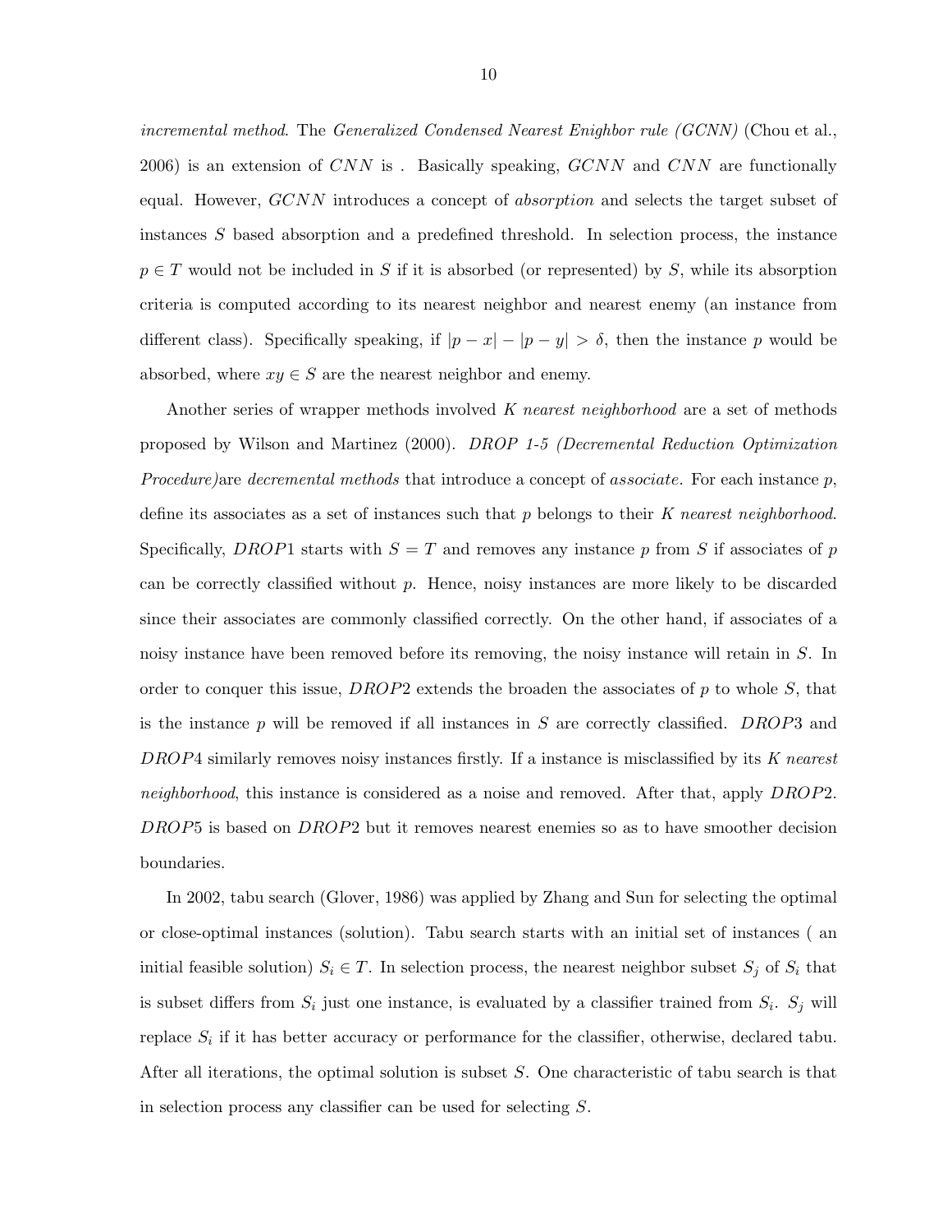*incremental method*. The *Generalized Condensed Nearest Enighbor rule (GCNN)* (Chou et al., 2006) is an extension of $CNN$ is . Basically speaking, $GCNN$ and $CNN$ are functionally equal. However, $GCNN$ introduces a concept of *absorption* and selects the target subset of instances $S$ based absorption and a predefined threshold. In selection process, the instance $p \in T$ would not be included in $S$ if it is absorbed (or represented) by $S$, while its absorption criteria is computed according to its nearest neighbor and nearest enemy (an instance from different class). Specifically speaking, if $|p - x| - |p - y| > \delta$, then the instance $p$ would be absorbed, where $xy \in S$ are the nearest neighbor and enemy.

Another series of wrapper methods involved *K nearest neighborhood* are a set of methods proposed by Wilson and Martinez (2000). *DROP 1-5 (Decremental Reduction Optimization Procedure)*are *decremental methods* that introduce a concept of *associate*. For each instance $p$, define its associates as a set of instances such that $p$ belongs to their *K nearest neighborhood*. Specifically, $DROP1$ starts with $S = T$ and removes any instance $p$ from $S$ if associates of $p$ can be correctly classified without $p$. Hence, noisy instances are more likely to be discarded since their associates are commonly classified correctly. On the other hand, if associates of a noisy instance have been removed before its removing, the noisy instance will retain in $S$. In order to conquer this issue, $DROP2$ extends the broaden the associates of $p$ to whole $S$, that is the instance $p$ will be removed if all instances in $S$ are correctly classified. $DROP3$ and $DROP4$ similarly removes noisy instances firstly. If a instance is misclassified by its *K nearest neighborhood*, this instance is considered as a noise and removed. After that, apply $DROP2$. $DROP5$ is based on $DROP2$ but it removes nearest enemies so as to have smoother decision boundaries.

In 2002, tabu search (Glover, 1986) was applied by Zhang and Sun for selecting the optimal or close-optimal instances (solution). Tabu search starts with an initial set of instances ( an initial feasible solution) $S_i \in T$. In selection process, the nearest neighbor subset $S_j$ of $S_i$ that is subset differs from $S_i$ just one instance, is evaluated by a classifier trained from $S_i$. $S_j$ will replace $S_i$ if it has better accuracy or performance for the classifier, otherwise, declared tabu. After all iterations, the optimal solution is subset $S$. One characteristic of tabu search is that in selection process any classifier can be used for selecting $S$.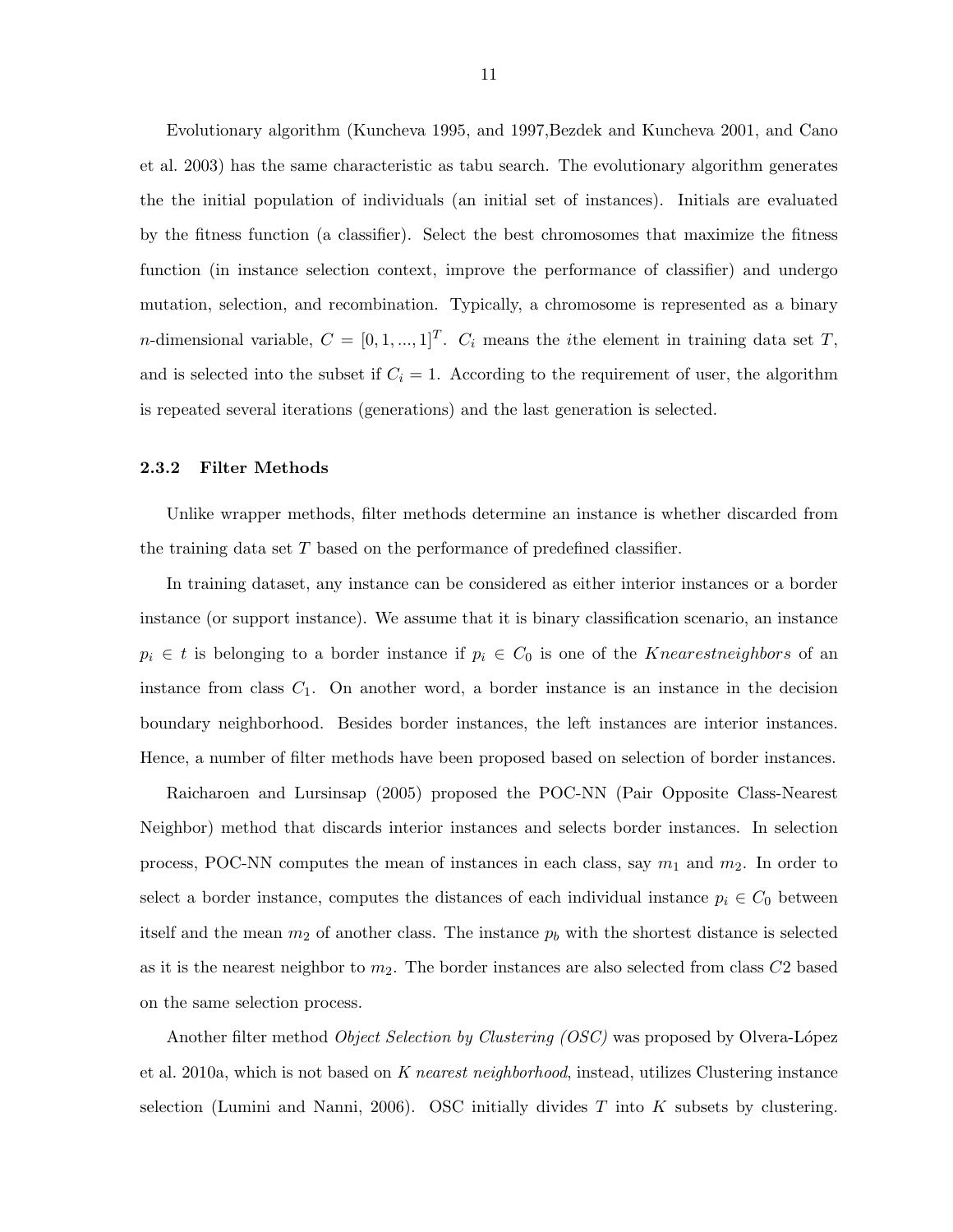Evolutionary algorithm (Kuncheva 1995, and 1997,Bezdek and Kuncheva 2001, and Cano et al. 2003) has the same characteristic as tabu search. The evolutionary algorithm generates the the initial population of individuals (an initial set of instances). Initials are evaluated by the fitness function (a classifier). Select the best chromosomes that maximize the fitness function (in instance selection context, improve the performance of classifier) and undergo mutation, selection, and recombination. Typically, a chromosome is represented as a binary $n$-dimensional variable, $C = [0, 1, ..., 1]^T$. $C_i$ means the $i$the element in training data set $T$, and is selected into the subset if $C_i = 1$. According to the requirement of user, the algorithm is repeated several iterations (generations) and the last generation is selected.

### 2.3.2 Filter Methods

Unlike wrapper methods, filter methods determine an instance is whether discarded from the training data set $T$ based on the performance of predefined classifier.

In training dataset, any instance can be considered as either interior instances or a border instance (or support instance). We assume that it is binary classification scenario, an instance $p_i \in t$ is belonging to a border instance if $p_i \in C_0$ is one of the $K nearest neighbors$ of an instance from class $C_1$. On another word, a border instance is an instance in the decision boundary neighborhood. Besides border instances, the left instances are interior instances. Hence, a number of filter methods have been proposed based on selection of border instances.

Raicharoen and Lursinsap (2005) proposed the POC-NN (Pair Opposite Class-Nearest Neighbor) method that discards interior instances and selects border instances. In selection process, POC-NN computes the mean of instances in each class, say $m_1$ and $m_2$. In order to select a border instance, computes the distances of each individual instance $p_i \in C_0$ between itself and the mean $m_2$ of another class. The instance $p_b$ with the shortest distance is selected as it is the nearest neighbor to $m_2$. The border instances are also selected from class $C2$ based on the same selection process.

Another filter method *Object Selection by Clustering (OSC)* was proposed by Olvera-López et al. 2010a, which is not based on *K nearest neighborhood*, instead, utilizes Clustering instance selection (Lumini and Nanni, 2006). OSC initially divides $T$ into $K$ subsets by clustering.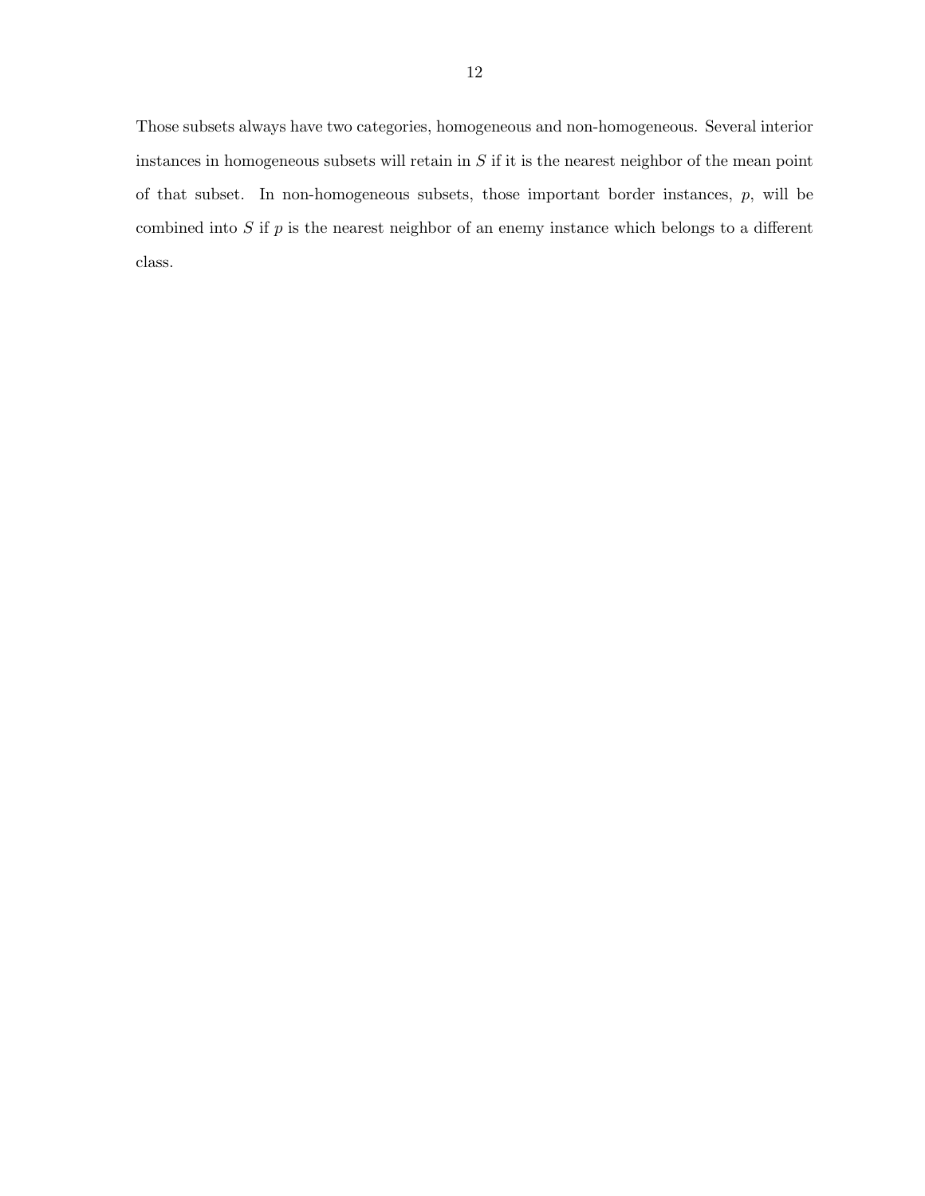Those subsets always have two categories, homogeneous and non-homogeneous. Several interior instances in homogeneous subsets will retain in $S$ if it is the nearest neighbor of the mean point of that subset. In non-homogeneous subsets, those important border instances, $p$, will be combined into $S$ if $p$ is the nearest neighbor of an enemy instance which belongs to a different class.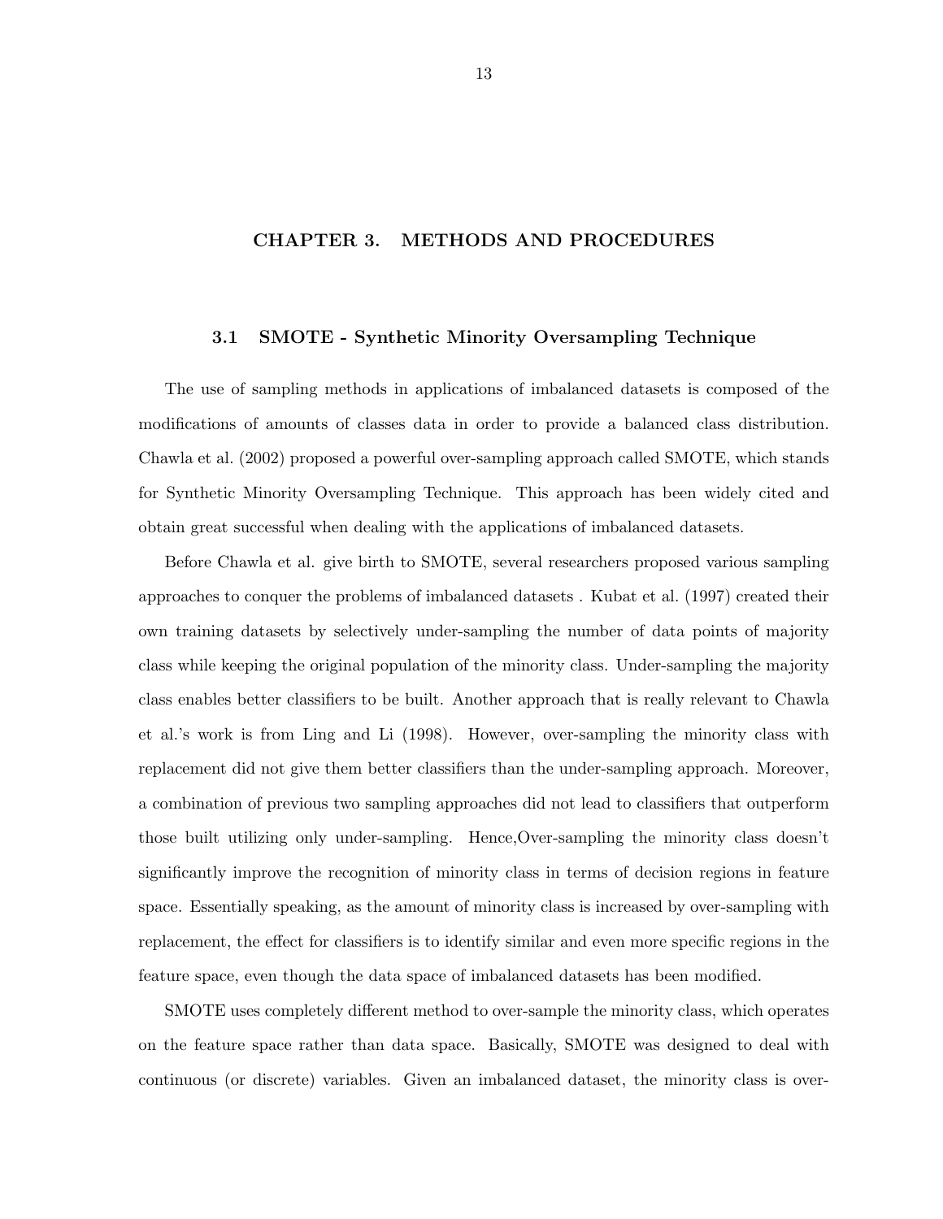# CHAPTER 3. METHODS AND PROCEDURES

## 3.1 SMOTE - Synthetic Minority Oversampling Technique

The use of sampling methods in applications of imbalanced datasets is composed of the modifications of amounts of classes data in order to provide a balanced class distribution. Chawla et al. (2002) proposed a powerful over-sampling approach called SMOTE, which stands for Synthetic Minority Oversampling Technique. This approach has been widely cited and obtain great successful when dealing with the applications of imbalanced datasets.

Before Chawla et al. give birth to SMOTE, several researchers proposed various sampling approaches to conquer the problems of imbalanced datasets . Kubat et al. (1997) created their own training datasets by selectively under-sampling the number of data points of majority class while keeping the original population of the minority class. Under-sampling the majority class enables better classifiers to be built. Another approach that is really relevant to Chawla et al.'s work is from Ling and Li (1998). However, over-sampling the minority class with replacement did not give them better classifiers than the under-sampling approach. Moreover, a combination of previous two sampling approaches did not lead to classifiers that outperform those built utilizing only under-sampling. Hence,Over-sampling the minority class doesn't significantly improve the recognition of minority class in terms of decision regions in feature space. Essentially speaking, as the amount of minority class is increased by over-sampling with replacement, the effect for classifiers is to identify similar and even more specific regions in the feature space, even though the data space of imbalanced datasets has been modified.

SMOTE uses completely different method to over-sample the minority class, which operates on the feature space rather than data space. Basically, SMOTE was designed to deal with continuous (or discrete) variables. Given an imbalanced dataset, the minority class is over-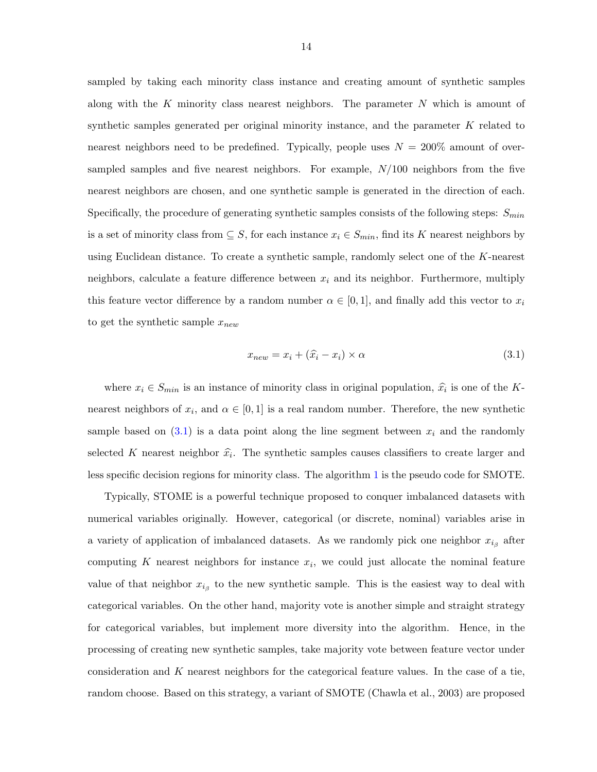sampled by taking each minority class instance and creating amount of synthetic samples along with the $K$ minority class nearest neighbors. The parameter $N$ which is amount of synthetic samples generated per original minority instance, and the parameter $K$ related to nearest neighbors need to be predefined. Typically, people uses $N = 200\%$ amount of oversampled samples and five nearest neighbors. For example, $N/100$ neighbors from the five nearest neighbors are chosen, and one synthetic sample is generated in the direction of each. Specifically, the procedure of generating synthetic samples consists of the following steps: $S_{min}$ is a set of minority class from $\subseteq S$, for each instance $x_i \in S_{min}$, find its $K$ nearest neighbors by using Euclidean distance. To create a synthetic sample, randomly select one of the $K$-nearest neighbors, calculate a feature difference between $x_i$ and its neighbor. Furthermore, multiply this feature vector difference by a random number $\alpha \in [0, 1]$, and finally add this vector to $x_i$ to get the synthetic sample $x_{new}$

$$x_{new} = x_i + (\widehat{x}_i - x_i) \times \alpha \tag{3.1}$$

where $x_i \in S_{min}$ is an instance of minority class in original population, $\widehat{x}_i$ is one of the $K$-nearest neighbors of $x_i$, and $\alpha \in [0, 1]$ is a real random number. Therefore, the new synthetic sample based on (3.1) is a data point along the line segment between $x_i$ and the randomly selected $K$ nearest neighbor $\widehat{x}_i$. The synthetic samples causes classifiers to create larger and less specific decision regions for minority class. The algorithm 1 is the pseudo code for SMOTE.

Typically, STOME is a powerful technique proposed to conquer imbalanced datasets with numerical variables originally. However, categorical (or discrete, nominal) variables arise in a variety of application of imbalanced datasets. As we randomly pick one neighbor $x_{i_\beta}$ after computing $K$ nearest neighbors for instance $x_i$, we could just allocate the nominal feature value of that neighbor $x_{i_\beta}$ to the new synthetic sample. This is the easiest way to deal with categorical variables. On the other hand, majority vote is another simple and straight strategy for categorical variables, but implement more diversity into the algorithm. Hence, in the processing of creating new synthetic samples, take majority vote between feature vector under consideration and $K$ nearest neighbors for the categorical feature values. In the case of a tie, random choose. Based on this strategy, a variant of SMOTE (Chawla et al., 2003) are proposed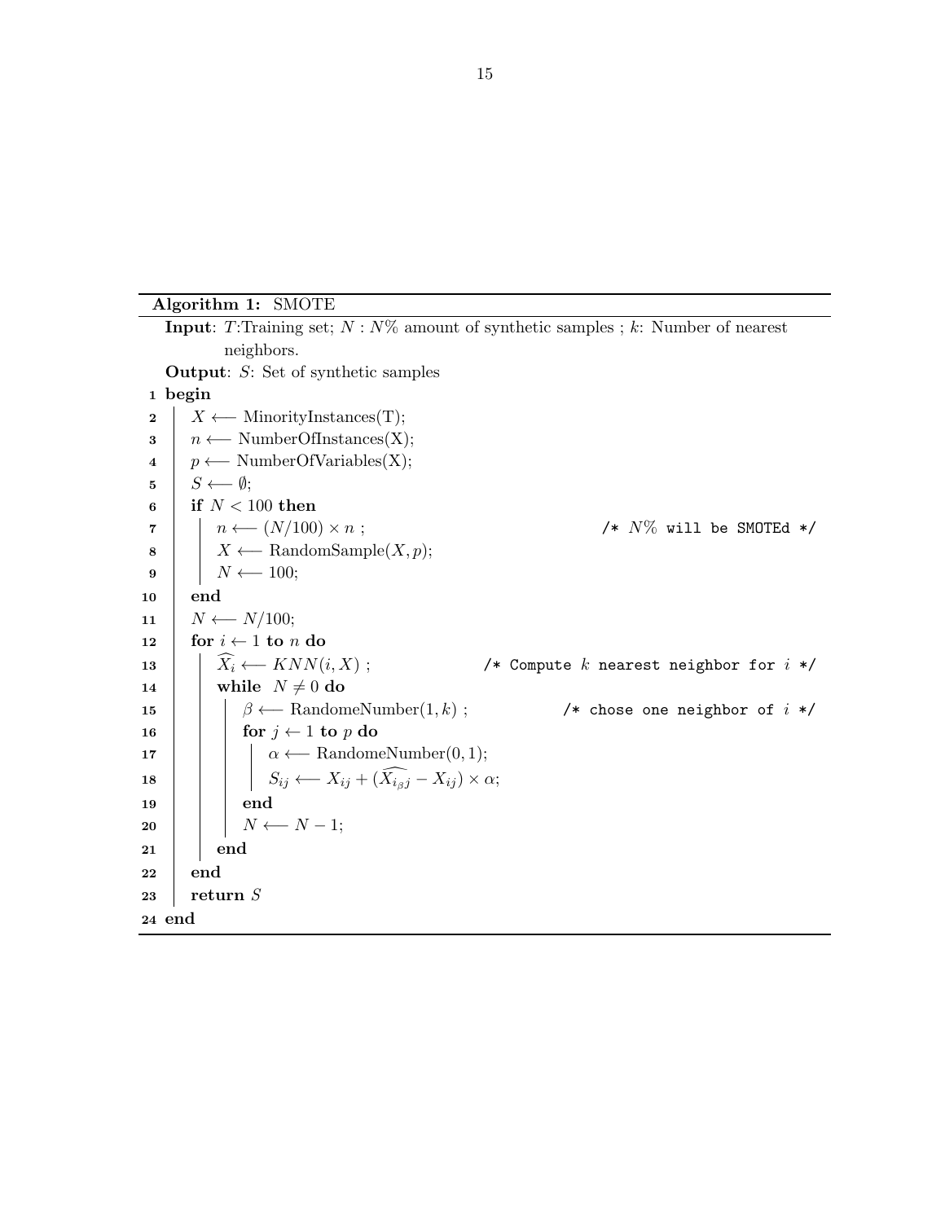**Algorithm 1:** SMOTE

```
   Input: T:Training set; N : N% amount of synthetic samples ; k: Number of nearest
          neighbors.
   Output: S: Set of synthetic samples
 1 begin
 2   X ⟵ MinorityInstances(T);
 3   n ⟵ NumberOfInstances(X);
 4   p ⟵ NumberOfVariables(X);
 5   S ⟵ ∅;
 6   if N < 100 then
 7     n ⟵ (N/100) × n ;                                   /* N% will be SMOTEd */
 8     X ⟵ RandomSample(X, p);
 9     N ⟵ 100;
10   end
11   N ⟵ N/100;
12   for i ← 1 to n do
13     X̂_i ⟵ KNN(i, X) ;                   /* Compute k nearest neighbor for i */
14     while N ≠ 0 do
15       β ⟵ RandomeNumber(1, k) ;                 /* chose one neighbor of i */
16       for j ← 1 to p do
17         α ⟵ RandomeNumber(0, 1);
18         S_ij ⟵ X_ij + (X̂_{i_β j} − X_ij) × α;
19       end
20       N ⟵ N − 1;
21     end
22   end
23   return S
24 end
```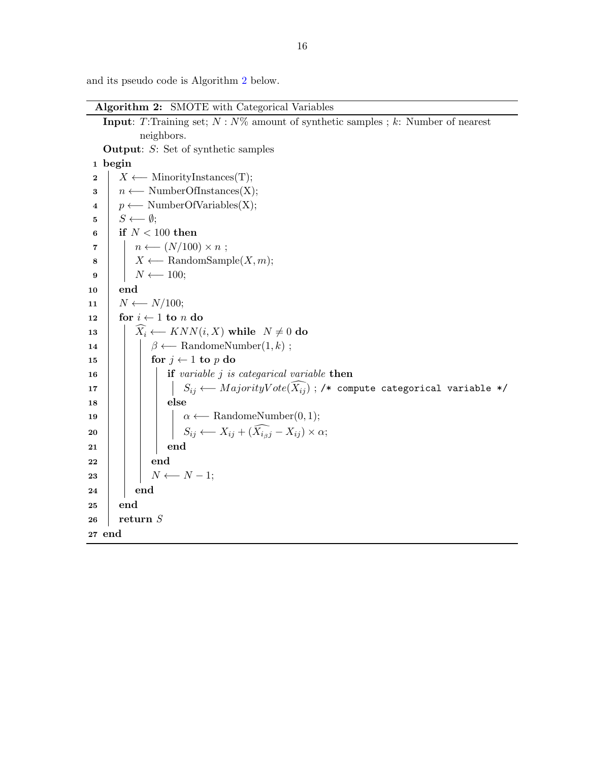and its pseudo code is Algorithm 2 below.

**Algorithm 2:** SMOTE with Categorical Variables

```
   Input: T:Training set; N : N% amount of synthetic samples ; k: Number of nearest
          neighbors.
   Output: S: Set of synthetic samples
 1 begin
 2   X ⟵ MinorityInstances(T);
 3   n ⟵ NumberOfInstances(X);
 4   p ⟵ NumberOfVariables(X);
 5   S ⟵ ∅;
 6   if N < 100 then
 7     n ⟵ (N/100) × n ;
 8     X ⟵ RandomSample(X, m);
 9     N ⟵ 100;
10   end
11   N ⟵ N/100;
12   for i ← 1 to n do
13     X̂_i ⟵ KNN(i, X) while N ≠ 0 do
14       β ⟵ RandomeNumber(1, k) ;
15       for j ← 1 to p do
16         if variable j is categarical variable then
17           S_ij ⟵ MajorityVote(X̂_ij) ; /* compute categorical variable */
18         else
19           α ⟵ RandomeNumber(0, 1);
20           S_ij ⟵ X_ij + (X̂_{i_β j} − X_ij) × α;
21         end
22       end
23       N ⟵ N − 1;
24     end
25   end
26   return S
27 end
```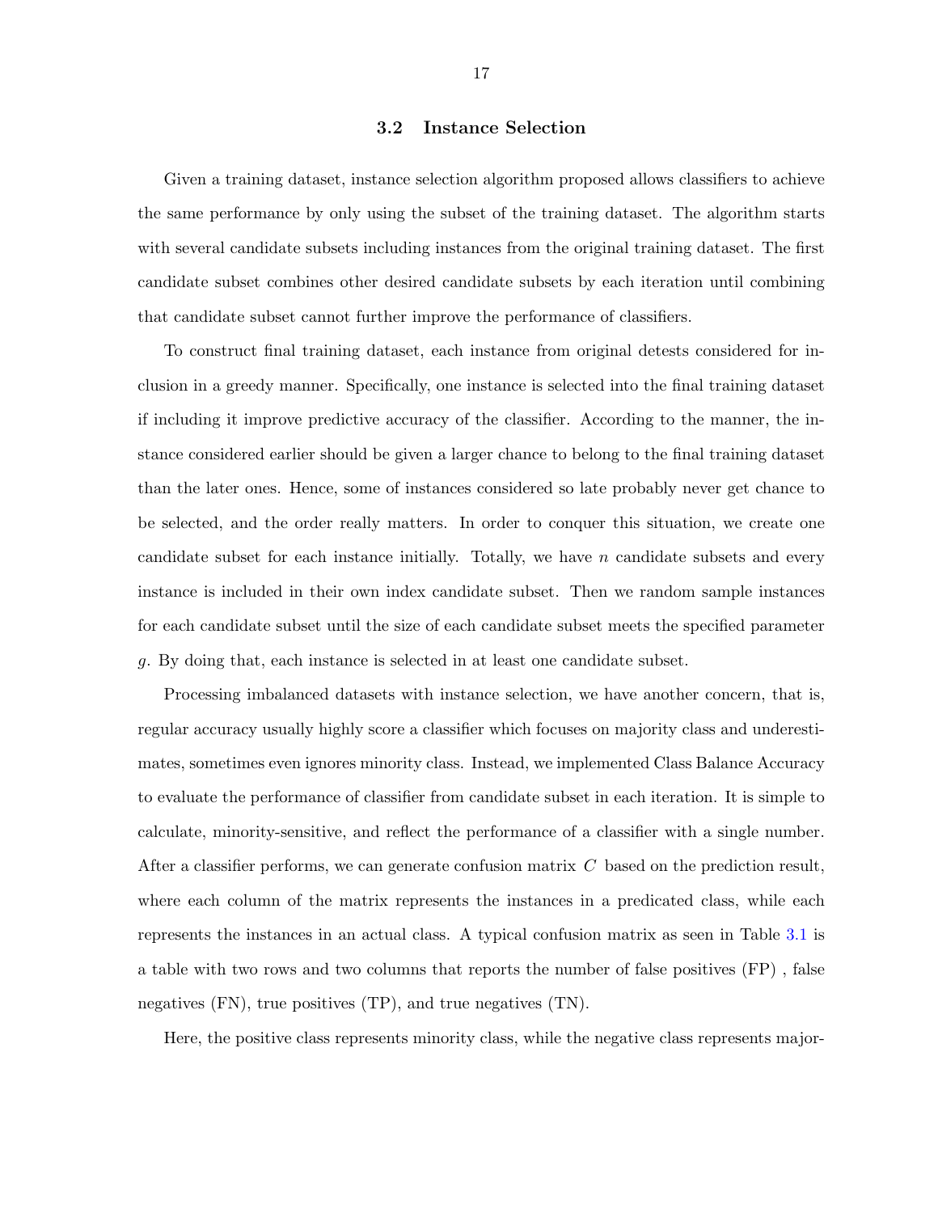### 3.2 Instance Selection

Given a training dataset, instance selection algorithm proposed allows classifiers to achieve the same performance by only using the subset of the training dataset. The algorithm starts with several candidate subsets including instances from the original training dataset. The first candidate subset combines other desired candidate subsets by each iteration until combining that candidate subset cannot further improve the performance of classifiers.

To construct final training dataset, each instance from original detests considered for inclusion in a greedy manner. Specifically, one instance is selected into the final training dataset if including it improve predictive accuracy of the classifier. According to the manner, the instance considered earlier should be given a larger chance to belong to the final training dataset than the later ones. Hence, some of instances considered so late probably never get chance to be selected, and the order really matters. In order to conquer this situation, we create one candidate subset for each instance initially. Totally, we have $n$ candidate subsets and every instance is included in their own index candidate subset. Then we random sample instances for each candidate subset until the size of each candidate subset meets the specified parameter $g$. By doing that, each instance is selected in at least one candidate subset.

Processing imbalanced datasets with instance selection, we have another concern, that is, regular accuracy usually highly score a classifier which focuses on majority class and underestimates, sometimes even ignores minority class. Instead, we implemented Class Balance Accuracy to evaluate the performance of classifier from candidate subset in each iteration. It is simple to calculate, minority-sensitive, and reflect the performance of a classifier with a single number. After a classifier performs, we can generate confusion matrix $C$ based on the prediction result, where each column of the matrix represents the instances in a predicated class, while each represents the instances in an actual class. A typical confusion matrix as seen in Table 3.1 is a table with two rows and two columns that reports the number of false positives (FP) , false negatives (FN), true positives (TP), and true negatives (TN).

Here, the positive class represents minority class, while the negative class represents major-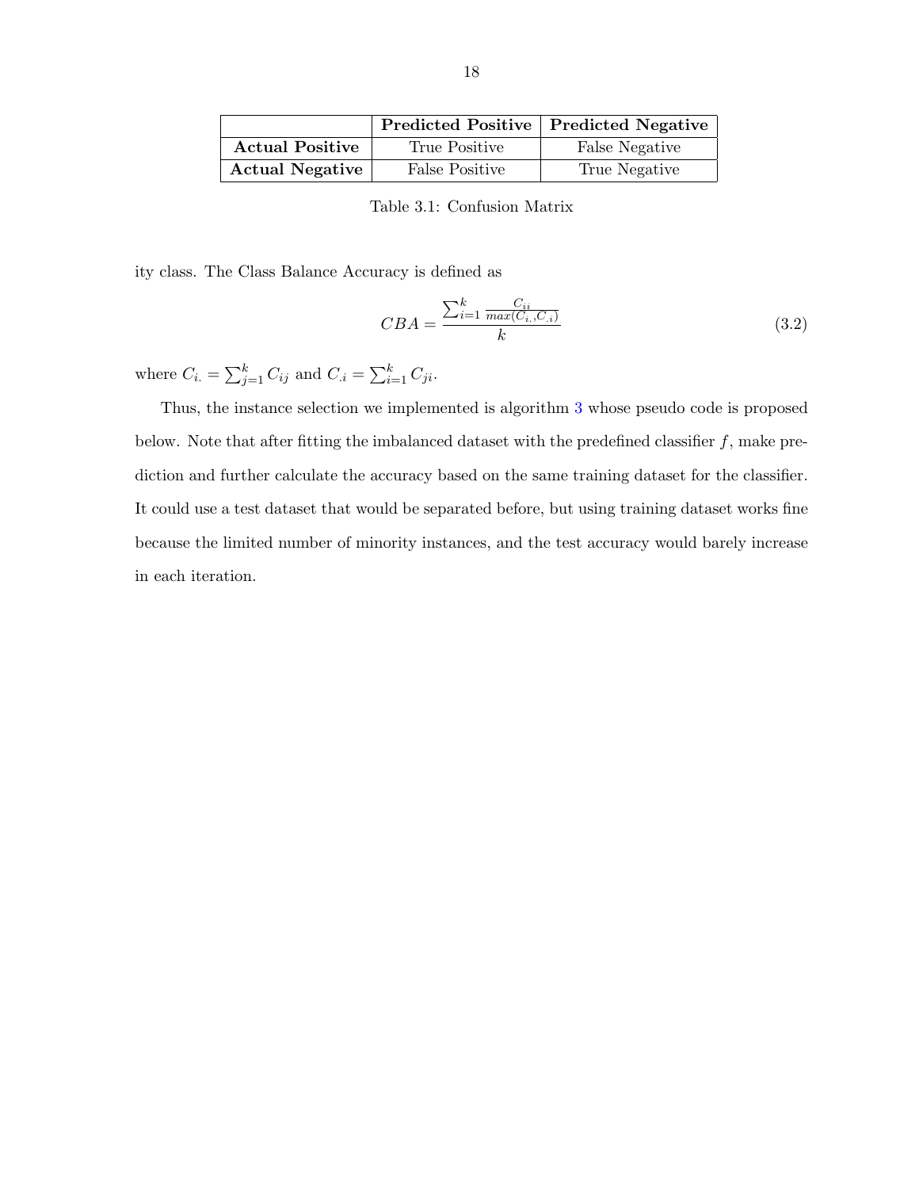| | **Predicted Positive** | **Predicted Negative** |
|---|---|---|
| **Actual Positive** | True Positive | False Negative |
| **Actual Negative** | False Positive | True Negative |

Table 3.1: Confusion Matrix

ity class. The Class Balance Accuracy is defined as

$$CBA = \frac{\sum_{i=1}^{k} \frac{C_{ii}}{max(C_{i.}, C_{.i})}}{k} \tag{3.2}$$

where $C_{i.} = \sum_{j=1}^{k} C_{ij}$ and $C_{.i} = \sum_{i=1}^{k} C_{ji}$.

Thus, the instance selection we implemented is algorithm 3 whose pseudo code is proposed below. Note that after fitting the imbalanced dataset with the predefined classifier $f$, make prediction and further calculate the accuracy based on the same training dataset for the classifier. It could use a test dataset that would be separated before, but using training dataset works fine because the limited number of minority instances, and the test accuracy would barely increase in each iteration.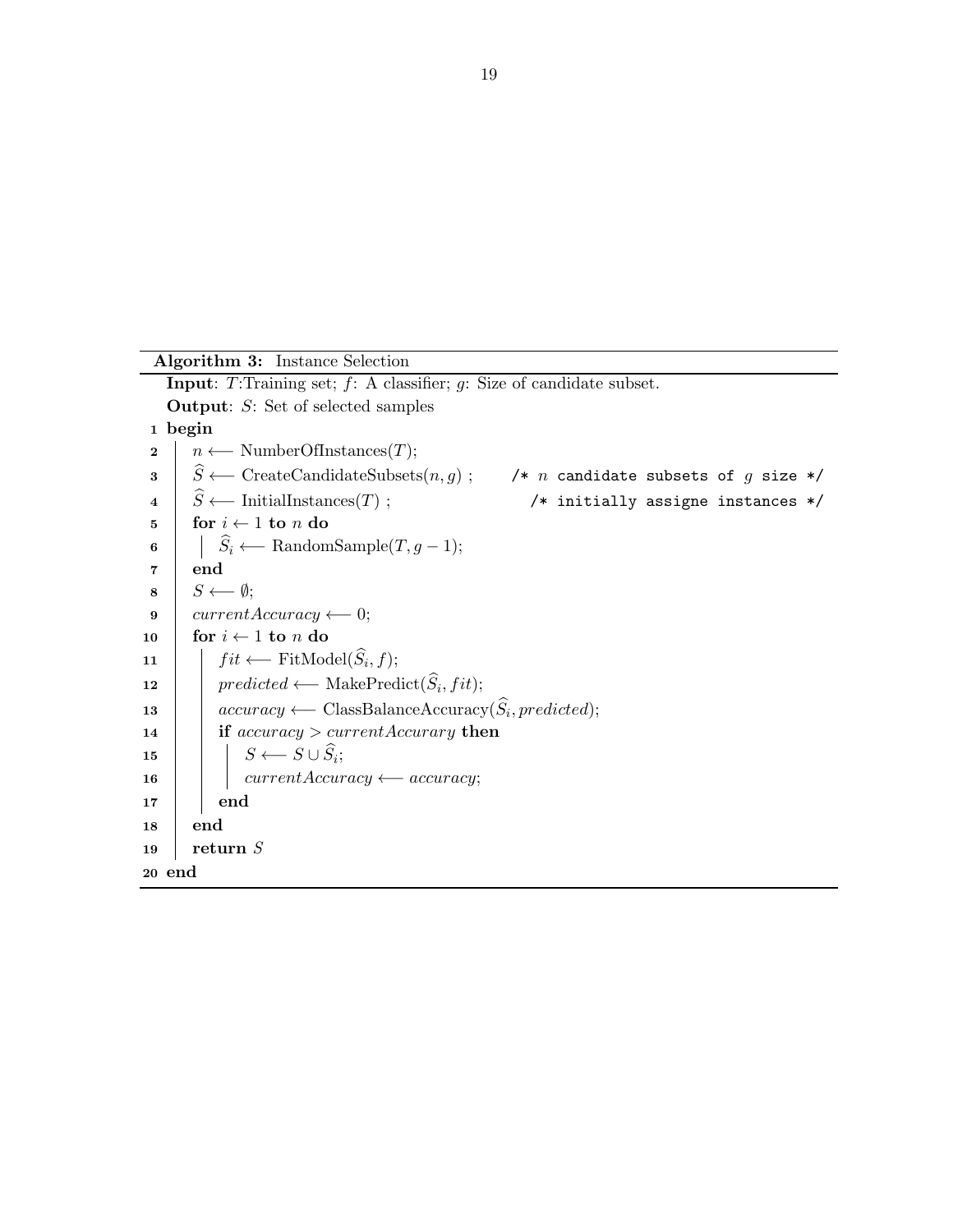**Algorithm 3:** Instance Selection

**Input**: $T$:Training set; $f$: A classifier; $g$: Size of candidate subset.
**Output**: $S$: Set of selected samples

```
1  begin
2    n ⟵ NumberOfInstances(T);
3    Ŝ ⟵ CreateCandidateSubsets(n, g) ;      /* n candidate subsets of g size */
4    Ŝ ⟵ InitialInstances(T) ;                 /* initially assigne instances */
5    for i ← 1 to n do
6      Ŝ_i ⟵ RandomSample(T, g − 1);
7    end
8    S ⟵ ∅;
9    currentAccuracy ⟵ 0;
10   for i ← 1 to n do
11     fit ⟵ FitModel(Ŝ_i, f);
12     predicted ⟵ MakePredict(Ŝ_i, fit);
13     accuracy ⟵ ClassBalanceAccuracy(Ŝ_i, predicted);
14     if accuracy > currentAccurary then
15       S ⟵ S ∪ Ŝ_i;
16       currentAccuracy ⟵ accuracy;
17     end
18   end
19   return S
20 end
```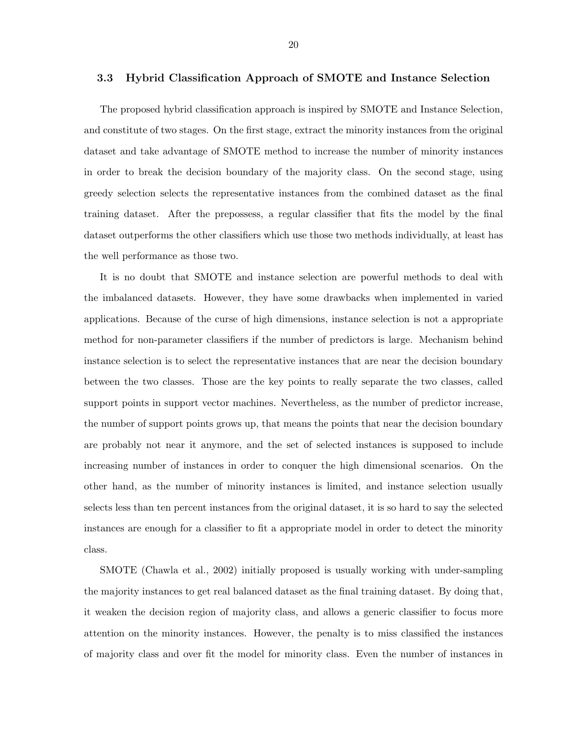### 3.3 Hybrid Classification Approach of SMOTE and Instance Selection

The proposed hybrid classification approach is inspired by SMOTE and Instance Selection, and constitute of two stages. On the first stage, extract the minority instances from the original dataset and take advantage of SMOTE method to increase the number of minority instances in order to break the decision boundary of the majority class. On the second stage, using greedy selection selects the representative instances from the combined dataset as the final training dataset. After the prepossess, a regular classifier that fits the model by the final dataset outperforms the other classifiers which use those two methods individually, at least has the well performance as those two.

It is no doubt that SMOTE and instance selection are powerful methods to deal with the imbalanced datasets. However, they have some drawbacks when implemented in varied applications. Because of the curse of high dimensions, instance selection is not a appropriate method for non-parameter classifiers if the number of predictors is large. Mechanism behind instance selection is to select the representative instances that are near the decision boundary between the two classes. Those are the key points to really separate the two classes, called support points in support vector machines. Nevertheless, as the number of predictor increase, the number of support points grows up, that means the points that near the decision boundary are probably not near it anymore, and the set of selected instances is supposed to include increasing number of instances in order to conquer the high dimensional scenarios. On the other hand, as the number of minority instances is limited, and instance selection usually selects less than ten percent instances from the original dataset, it is so hard to say the selected instances are enough for a classifier to fit a appropriate model in order to detect the minority class.

SMOTE (Chawla et al., 2002) initially proposed is usually working with under-sampling the majority instances to get real balanced dataset as the final training dataset. By doing that, it weaken the decision region of majority class, and allows a generic classifier to focus more attention on the minority instances. However, the penalty is to miss classified the instances of majority class and over fit the model for minority class. Even the number of instances in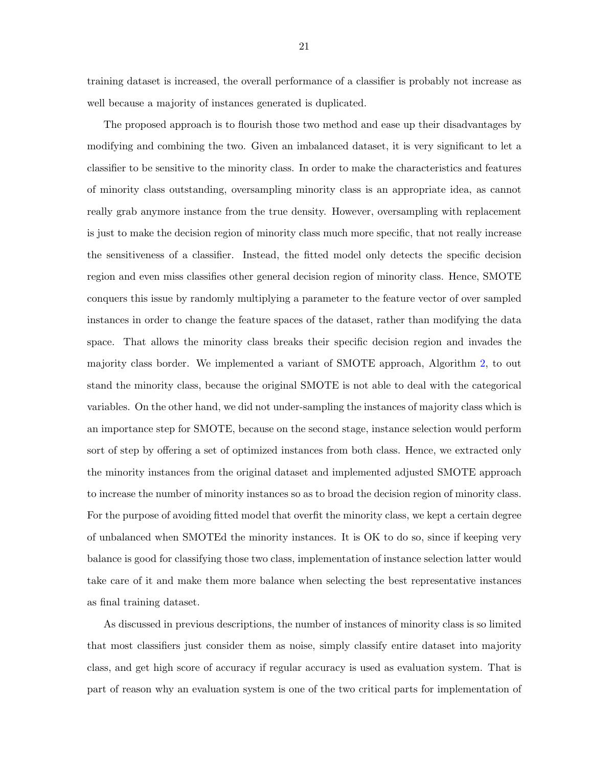training dataset is increased, the overall performance of a classifier is probably not increase as well because a majority of instances generated is duplicated.

The proposed approach is to flourish those two method and ease up their disadvantages by modifying and combining the two. Given an imbalanced dataset, it is very significant to let a classifier to be sensitive to the minority class. In order to make the characteristics and features of minority class outstanding, oversampling minority class is an appropriate idea, as cannot really grab anymore instance from the true density. However, oversampling with replacement is just to make the decision region of minority class much more specific, that not really increase the sensitiveness of a classifier. Instead, the fitted model only detects the specific decision region and even miss classifies other general decision region of minority class. Hence, SMOTE conquers this issue by randomly multiplying a parameter to the feature vector of over sampled instances in order to change the feature spaces of the dataset, rather than modifying the data space. That allows the minority class breaks their specific decision region and invades the majority class border. We implemented a variant of SMOTE approach, Algorithm 2, to out stand the minority class, because the original SMOTE is not able to deal with the categorical variables. On the other hand, we did not under-sampling the instances of majority class which is an importance step for SMOTE, because on the second stage, instance selection would perform sort of step by offering a set of optimized instances from both class. Hence, we extracted only the minority instances from the original dataset and implemented adjusted SMOTE approach to increase the number of minority instances so as to broad the decision region of minority class. For the purpose of avoiding fitted model that overfit the minority class, we kept a certain degree of unbalanced when SMOTEd the minority instances. It is OK to do so, since if keeping very balance is good for classifying those two class, implementation of instance selection latter would take care of it and make them more balance when selecting the best representative instances as final training dataset.

As discussed in previous descriptions, the number of instances of minority class is so limited that most classifiers just consider them as noise, simply classify entire dataset into majority class, and get high score of accuracy if regular accuracy is used as evaluation system. That is part of reason why an evaluation system is one of the two critical parts for implementation of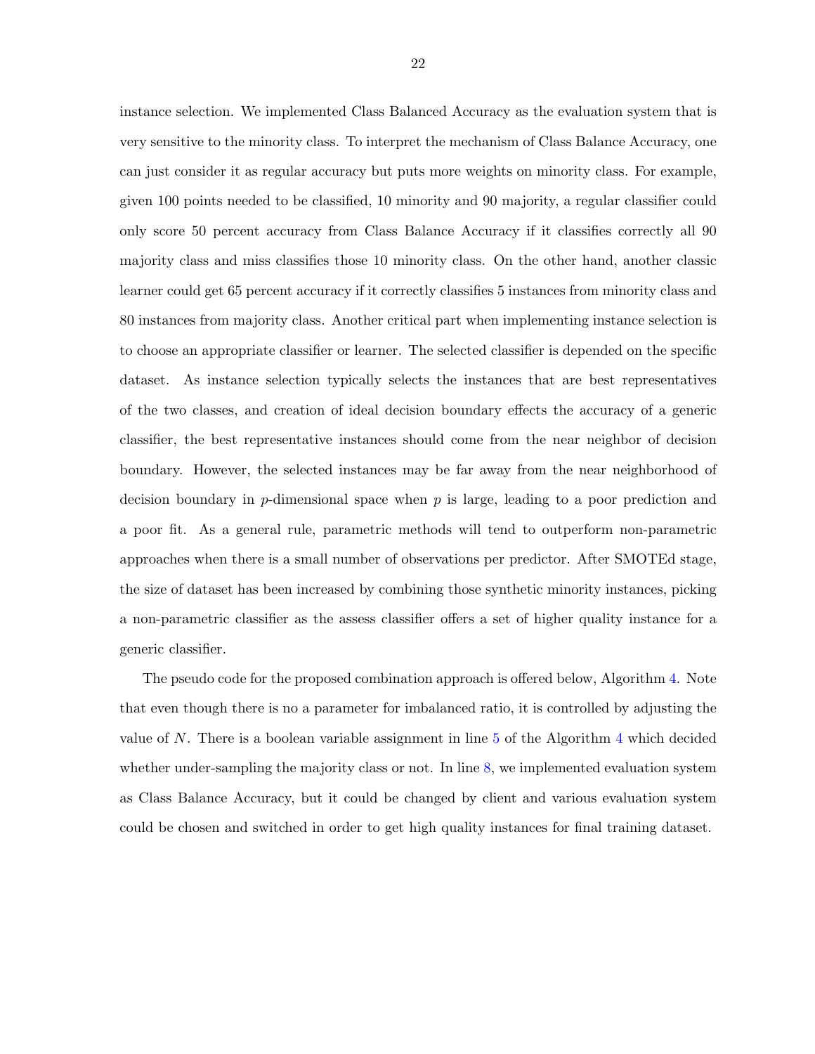instance selection. We implemented Class Balanced Accuracy as the evaluation system that is very sensitive to the minority class. To interpret the mechanism of Class Balance Accuracy, one can just consider it as regular accuracy but puts more weights on minority class. For example, given 100 points needed to be classified, 10 minority and 90 majority, a regular classifier could only score 50 percent accuracy from Class Balance Accuracy if it classifies correctly all 90 majority class and miss classifies those 10 minority class. On the other hand, another classic learner could get 65 percent accuracy if it correctly classifies 5 instances from minority class and 80 instances from majority class. Another critical part when implementing instance selection is to choose an appropriate classifier or learner. The selected classifier is depended on the specific dataset. As instance selection typically selects the instances that are best representatives of the two classes, and creation of ideal decision boundary effects the accuracy of a generic classifier, the best representative instances should come from the near neighbor of decision boundary. However, the selected instances may be far away from the near neighborhood of decision boundary in $p$-dimensional space when $p$ is large, leading to a poor prediction and a poor fit. As a general rule, parametric methods will tend to outperform non-parametric approaches when there is a small number of observations per predictor. After SMOTEd stage, the size of dataset has been increased by combining those synthetic minority instances, picking a non-parametric classifier as the assess classifier offers a set of higher quality instance for a generic classifier.

The pseudo code for the proposed combination approach is offered below, Algorithm 4. Note that even though there is no a parameter for imbalanced ratio, it is controlled by adjusting the value of $N$. There is a boolean variable assignment in line 5 of the Algorithm 4 which decided whether under-sampling the majority class or not. In line 8, we implemented evaluation system as Class Balance Accuracy, but it could be changed by client and various evaluation system could be chosen and switched in order to get high quality instances for final training dataset.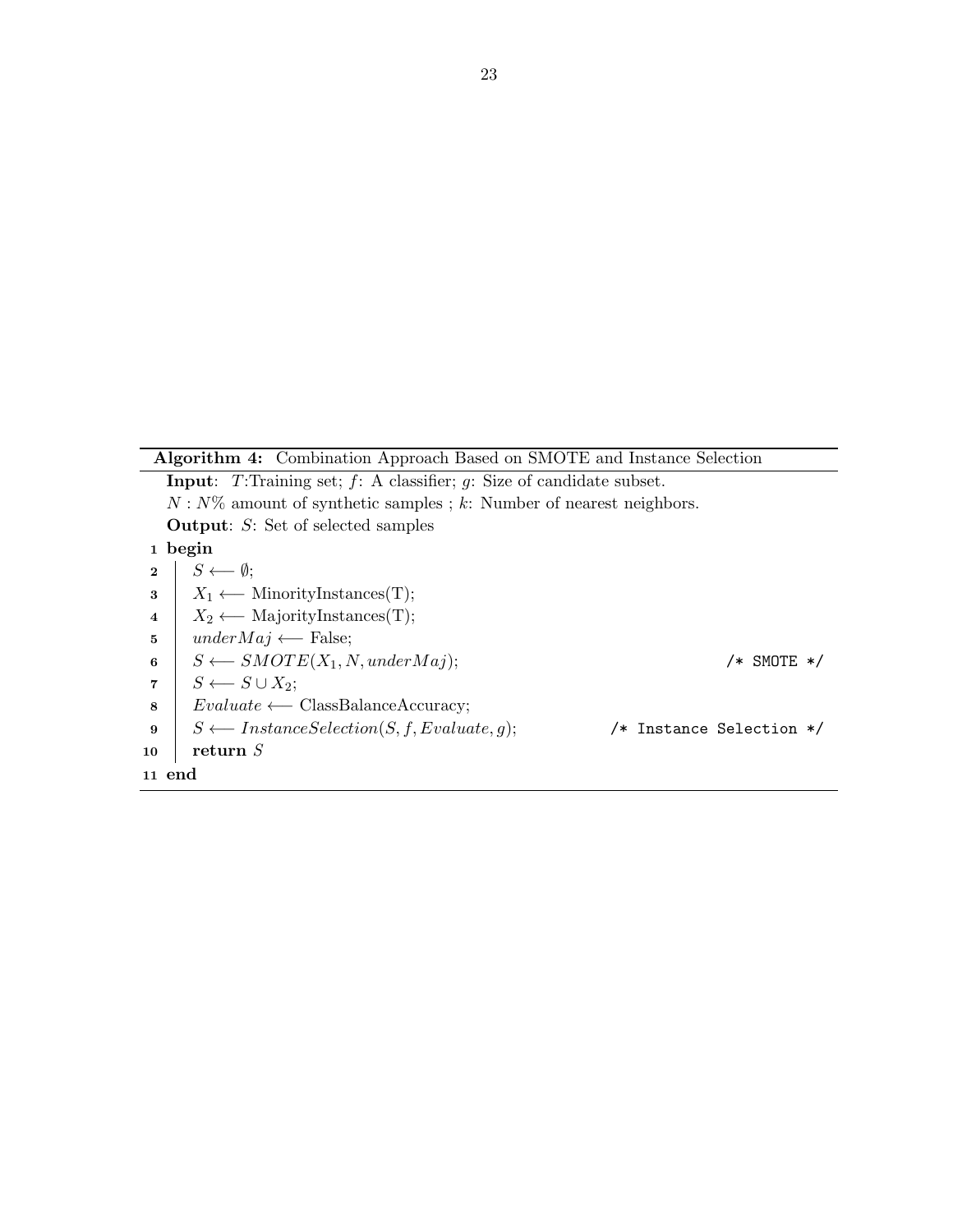**Algorithm 4:** Combination Approach Based on SMOTE and Instance Selection

**Input**: $T$:Training set; $f$: A classifier; $g$: Size of candidate subset.
$N$ : $N$% amount of synthetic samples ; $k$: Number of nearest neighbors.
**Output**: $S$: Set of selected samples

```
1  begin
2  |   S ⟵ ∅;
3  |   X_1 ⟵ MinorityInstances(T);
4  |   X_2 ⟵ MajorityInstances(T);
5  |   underMaj ⟵ False;
6  |   S ⟵ SMOTE(X_1, N, underMaj);                        /* SMOTE */
7  |   S ⟵ S ∪ X_2;
8  |   Evaluate ⟵ ClassBalanceAccuracy;
9  |   S ⟵ InstanceSelection(S, f, Evaluate, g);           /* Instance Selection */
10 |   return S
11 end
```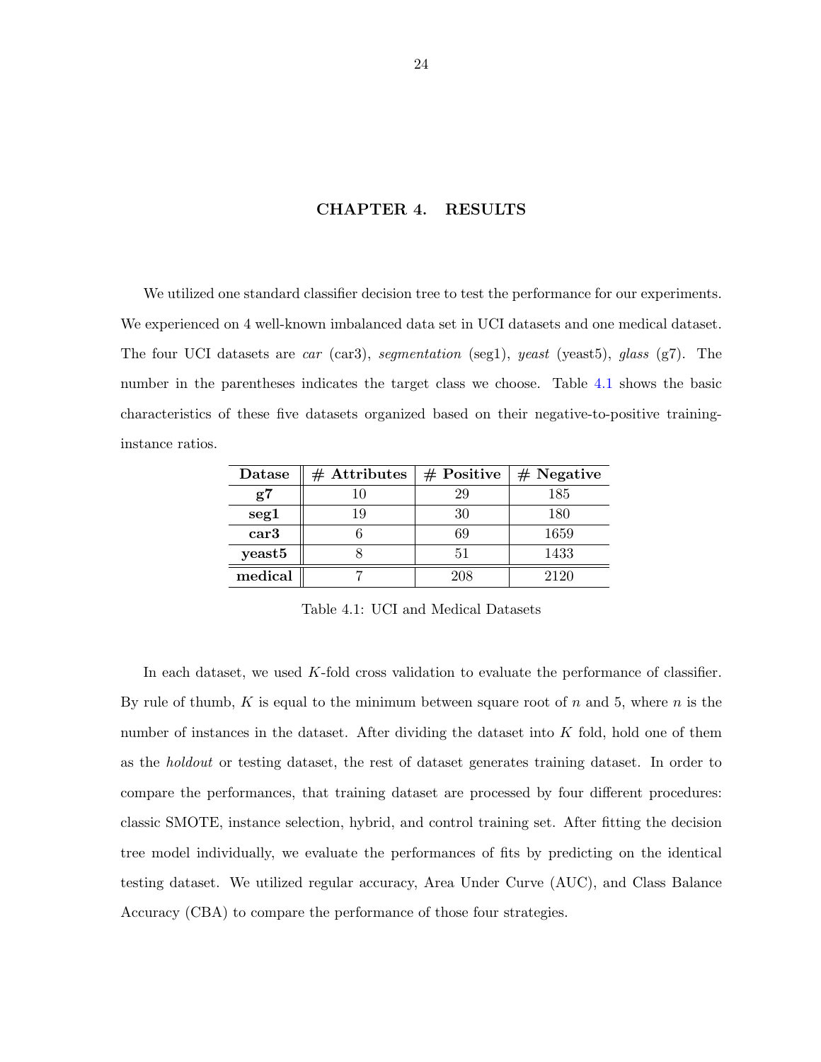# CHAPTER 4. RESULTS

We utilized one standard classifier decision tree to test the performance for our experiments. We experienced on 4 well-known imbalanced data set in UCI datasets and one medical dataset. The four UCI datasets are *car* (car3), *segmentation* (seg1), *yeast* (yeast5), *glass* (g7). The number in the parentheses indicates the target class we choose. Table 4.1 shows the basic characteristics of these five datasets organized based on their negative-to-positive training-instance ratios.

| Datase | # Attributes | # Positive | # Negative |
|---|---|---|---|
| **g7** | 10 | 29 | 185 |
| **seg1** | 19 | 30 | 180 |
| **car3** | 6 | 69 | 1659 |
| **yeast5** | 8 | 51 | 1433 |
| **medical** | 7 | 208 | 2120 |

Table 4.1: UCI and Medical Datasets

In each dataset, we used $K$-fold cross validation to evaluate the performance of classifier. By rule of thumb, $K$ is equal to the minimum between square root of $n$ and 5, where $n$ is the number of instances in the dataset. After dividing the dataset into $K$ fold, hold one of them as the *holdout* or testing dataset, the rest of dataset generates training dataset. In order to compare the performances, that training dataset are processed by four different procedures: classic SMOTE, instance selection, hybrid, and control training set. After fitting the decision tree model individually, we evaluate the performances of fits by predicting on the identical testing dataset. We utilized regular accuracy, Area Under Curve (AUC), and Class Balance Accuracy (CBA) to compare the performance of those four strategies.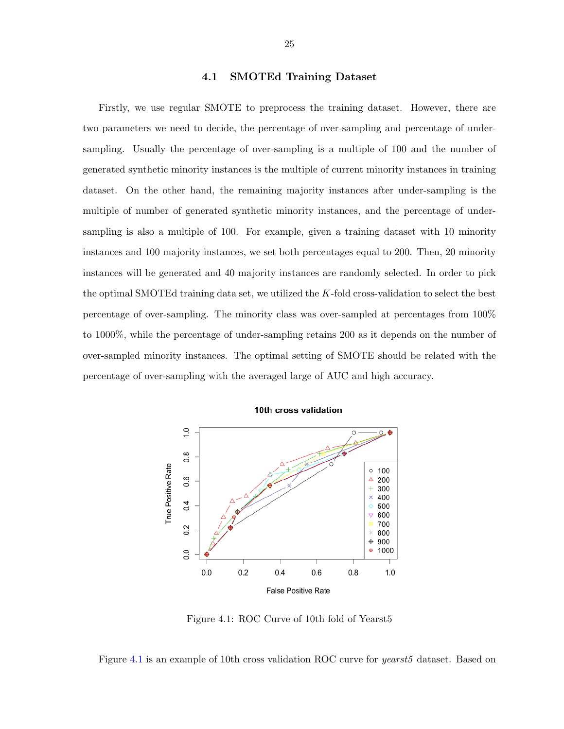### 4.1 SMOTEd Training Dataset

Firstly, we use regular SMOTE to preprocess the training dataset. However, there are two parameters we need to decide, the percentage of over-sampling and percentage of under-sampling. Usually the percentage of over-sampling is a multiple of 100 and the number of generated synthetic minority instances is the multiple of current minority instances in training dataset. On the other hand, the remaining majority instances after under-sampling is the multiple of number of generated synthetic minority instances, and the percentage of under-sampling is also a multiple of 100. For example, given a training dataset with 10 minority instances and 100 majority instances, we set both percentages equal to 200. Then, 20 minority instances will be generated and 40 majority instances are randomly selected. In order to pick the optimal SMOTEd training data set, we utilized the $K$-fold cross-validation to select the best percentage of over-sampling. The minority class was over-sampled at percentages from 100% to 1000%, while the percentage of under-sampling retains 200 as it depends on the number of over-sampled minority instances. The optimal setting of SMOTE should be related with the percentage of over-sampling with the averaged large of AUC and high accuracy.

Figure 4.1: ROC Curve of 10th fold of Yearst5

Figure 4.1 is an example of 10th cross validation ROC curve for *yearst5* dataset. Based on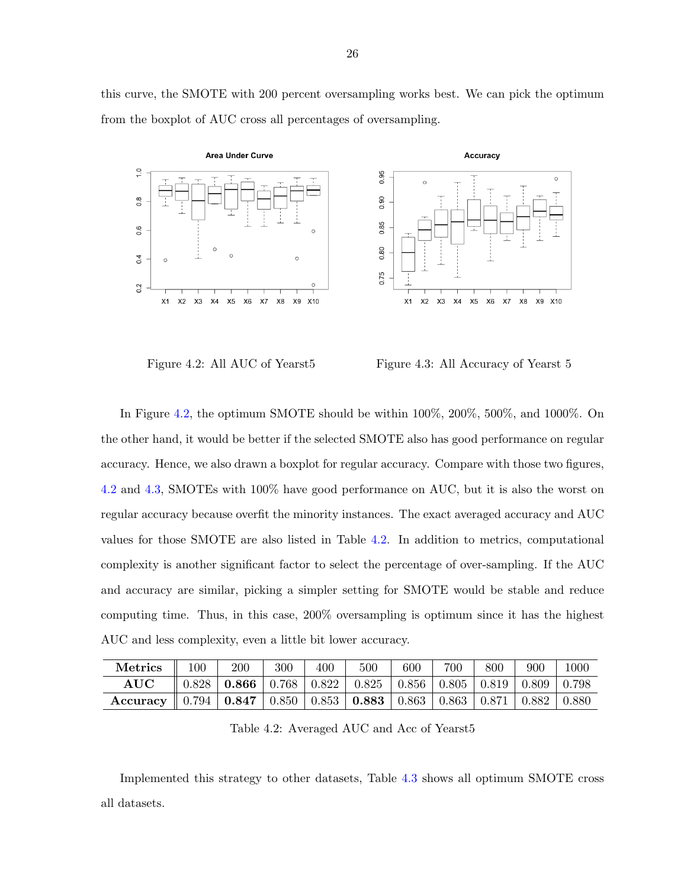this curve, the SMOTE with 200 percent oversampling works best. We can pick the optimum from the boxplot of AUC cross all percentages of oversampling.

Figure 4.2: All AUC of Yearst5

Figure 4.3: All Accuracy of Yearst 5

In Figure 4.2, the optimum SMOTE should be within 100%, 200%, 500%, and 1000%. On the other hand, it would be better if the selected SMOTE also has good performance on regular accuracy. Hence, we also drawn a boxplot for regular accuracy. Compare with those two figures, 4.2 and 4.3, SMOTEs with 100% have good performance on AUC, but it is also the worst on regular accuracy because overfit the minority instances. The exact averaged accuracy and AUC values for those SMOTE are also listed in Table 4.2. In addition to metrics, computational complexity is another significant factor to select the percentage of over-sampling. If the AUC and accuracy are similar, picking a simpler setting for SMOTE would be stable and reduce computing time. Thus, in this case, 200% oversampling is optimum since it has the highest AUC and less complexity, even a little bit lower accuracy.

| Metrics | 100 | 200 | 300 | 400 | 500 | 600 | 700 | 800 | 900 | 1000 |
|---|---|---|---|---|---|---|---|---|---|---|
| **AUC** | 0.828 | **0.866** | 0.768 | 0.822 | 0.825 | 0.856 | 0.805 | 0.819 | 0.809 | 0.798 |
| **Accuracy** | 0.794 | **0.847** | 0.850 | 0.853 | **0.883** | 0.863 | 0.863 | 0.871 | 0.882 | 0.880 |

Table 4.2: Averaged AUC and Acc of Yearst5

Implemented this strategy to other datasets, Table 4.3 shows all optimum SMOTE cross all datasets.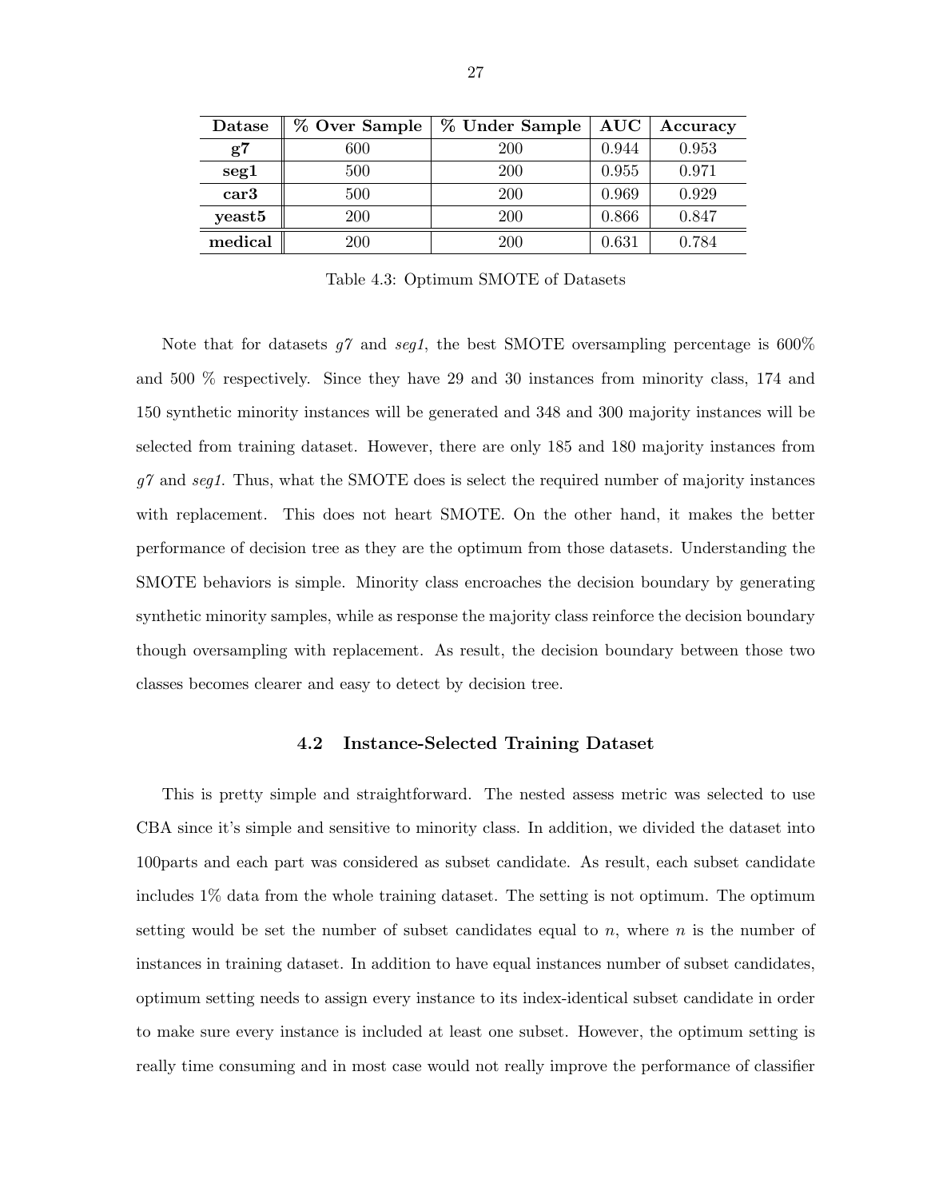| Datase | % Over Sample | % Under Sample | AUC | Accuracy |
|---|---|---|---|---|
| **g7** | 600 | 200 | 0.944 | 0.953 |
| **seg1** | 500 | 200 | 0.955 | 0.971 |
| **car3** | 500 | 200 | 0.969 | 0.929 |
| **yeast5** | 200 | 200 | 0.866 | 0.847 |
| **medical** | 200 | 200 | 0.631 | 0.784 |

Table 4.3: Optimum SMOTE of Datasets

Note that for datasets *g7* and *seg1*, the best SMOTE oversampling percentage is 600% and 500 % respectively. Since they have 29 and 30 instances from minority class, 174 and 150 synthetic minority instances will be generated and 348 and 300 majority instances will be selected from training dataset. However, there are only 185 and 180 majority instances from *g7* and *seg1*. Thus, what the SMOTE does is select the required number of majority instances with replacement. This does not heart SMOTE. On the other hand, it makes the better performance of decision tree as they are the optimum from those datasets. Understanding the SMOTE behaviors is simple. Minority class encroaches the decision boundary by generating synthetic minority samples, while as response the majority class reinforce the decision boundary though oversampling with replacement. As result, the decision boundary between those two classes becomes clearer and easy to detect by decision tree.

### 4.2 Instance-Selected Training Dataset

This is pretty simple and straightforward. The nested assess metric was selected to use CBA since it's simple and sensitive to minority class. In addition, we divided the dataset into 100parts and each part was considered as subset candidate. As result, each subset candidate includes 1% data from the whole training dataset. The setting is not optimum. The optimum setting would be set the number of subset candidates equal to $n$, where $n$ is the number of instances in training dataset. In addition to have equal instances number of subset candidates, optimum setting needs to assign every instance to its index-identical subset candidate in order to make sure every instance is included at least one subset. However, the optimum setting is really time consuming and in most case would not really improve the performance of classifier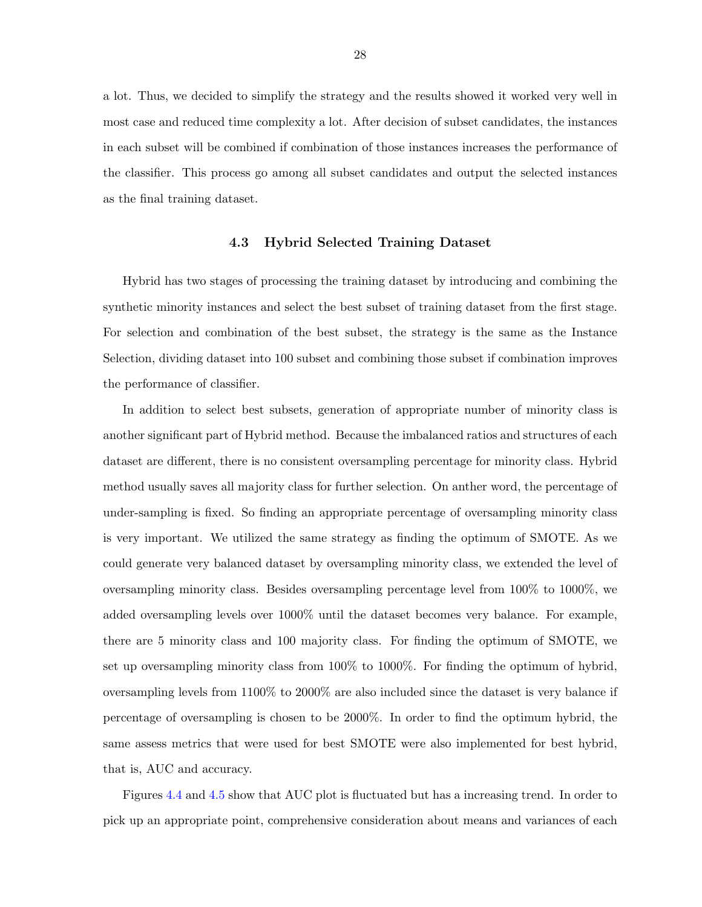a lot. Thus, we decided to simplify the strategy and the results showed it worked very well in most case and reduced time complexity a lot. After decision of subset candidates, the instances in each subset will be combined if combination of those instances increases the performance of the classifier. This process go among all subset candidates and output the selected instances as the final training dataset.

### 4.3 Hybrid Selected Training Dataset

Hybrid has two stages of processing the training dataset by introducing and combining the synthetic minority instances and select the best subset of training dataset from the first stage. For selection and combination of the best subset, the strategy is the same as the Instance Selection, dividing dataset into 100 subset and combining those subset if combination improves the performance of classifier.

In addition to select best subsets, generation of appropriate number of minority class is another significant part of Hybrid method. Because the imbalanced ratios and structures of each dataset are different, there is no consistent oversampling percentage for minority class. Hybrid method usually saves all majority class for further selection. On anther word, the percentage of under-sampling is fixed. So finding an appropriate percentage of oversampling minority class is very important. We utilized the same strategy as finding the optimum of SMOTE. As we could generate very balanced dataset by oversampling minority class, we extended the level of oversampling minority class. Besides oversampling percentage level from 100% to 1000%, we added oversampling levels over 1000% until the dataset becomes very balance. For example, there are 5 minority class and 100 majority class. For finding the optimum of SMOTE, we set up oversampling minority class from 100% to 1000%. For finding the optimum of hybrid, oversampling levels from 1100% to 2000% are also included since the dataset is very balance if percentage of oversampling is chosen to be 2000%. In order to find the optimum hybrid, the same assess metrics that were used for best SMOTE were also implemented for best hybrid, that is, AUC and accuracy.

Figures 4.4 and 4.5 show that AUC plot is fluctuated but has a increasing trend. In order to pick up an appropriate point, comprehensive consideration about means and variances of each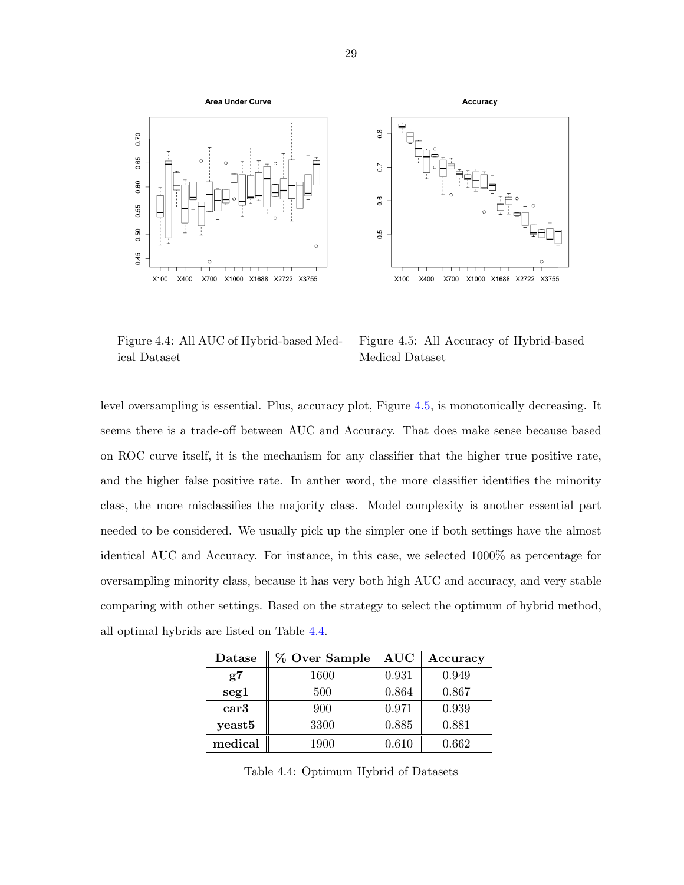Figure 4.4: All AUC of Hybrid-based Medical Dataset

Figure 4.5: All Accuracy of Hybrid-based Medical Dataset

level oversampling is essential. Plus, accuracy plot, Figure 4.5, is monotonically decreasing. It seems there is a trade-off between AUC and Accuracy. That does make sense because based on ROC curve itself, it is the mechanism for any classifier that the higher true positive rate, and the higher false positive rate. In anther word, the more classifier identifies the minority class, the more misclassifies the majority class. Model complexity is another essential part needed to be considered. We usually pick up the simpler one if both settings have the almost identical AUC and Accuracy. For instance, in this case, we selected 1000% as percentage for oversampling minority class, because it has very both high AUC and accuracy, and very stable comparing with other settings. Based on the strategy to select the optimum of hybrid method, all optimal hybrids are listed on Table 4.4.

| Datase | % Over Sample | AUC | Accuracy |
|---|---|---|---|
| **g7** | 1600 | 0.931 | 0.949 |
| **seg1** | 500 | 0.864 | 0.867 |
| **car3** | 900 | 0.971 | 0.939 |
| **yeast5** | 3300 | 0.885 | 0.881 |
| **medical** | 1900 | 0.610 | 0.662 |

Table 4.4: Optimum Hybrid of Datasets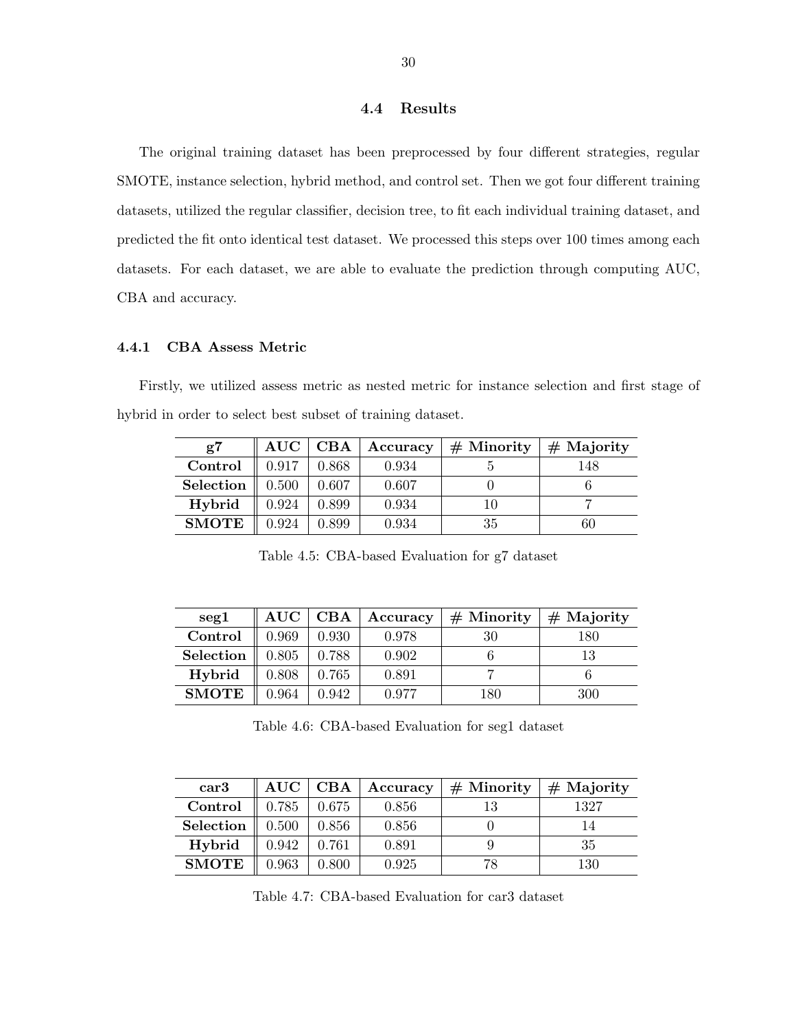## 4.4 Results

The original training dataset has been preprocessed by four different strategies, regular SMOTE, instance selection, hybrid method, and control set. Then we got four different training datasets, utilized the regular classifier, decision tree, to fit each individual training dataset, and predicted the fit onto identical test dataset. We processed this steps over 100 times among each datasets. For each dataset, we are able to evaluate the prediction through computing AUC, CBA and accuracy.

### 4.4.1 CBA Assess Metric

Firstly, we utilized assess metric as nested metric for instance selection and first stage of hybrid in order to select best subset of training dataset.

| g7 | AUC | CBA | Accuracy | # Minority | # Majority |
|---|---|---|---|---|---|
| **Control** | 0.917 | 0.868 | 0.934 | 5 | 148 |
| **Selection** | 0.500 | 0.607 | 0.607 | 0 | 6 |
| **Hybrid** | 0.924 | 0.899 | 0.934 | 10 | 7 |
| **SMOTE** | 0.924 | 0.899 | 0.934 | 35 | 60 |

Table 4.5: CBA-based Evaluation for g7 dataset

| seg1 | AUC | CBA | Accuracy | # Minority | # Majority |
|---|---|---|---|---|---|
| **Control** | 0.969 | 0.930 | 0.978 | 30 | 180 |
| **Selection** | 0.805 | 0.788 | 0.902 | 6 | 13 |
| **Hybrid** | 0.808 | 0.765 | 0.891 | 7 | 6 |
| **SMOTE** | 0.964 | 0.942 | 0.977 | 180 | 300 |

Table 4.6: CBA-based Evaluation for seg1 dataset

| car3 | AUC | CBA | Accuracy | # Minority | # Majority |
|---|---|---|---|---|---|
| **Control** | 0.785 | 0.675 | 0.856 | 13 | 1327 |
| **Selection** | 0.500 | 0.856 | 0.856 | 0 | 14 |
| **Hybrid** | 0.942 | 0.761 | 0.891 | 9 | 35 |
| **SMOTE** | 0.963 | 0.800 | 0.925 | 78 | 130 |

Table 4.7: CBA-based Evaluation for car3 dataset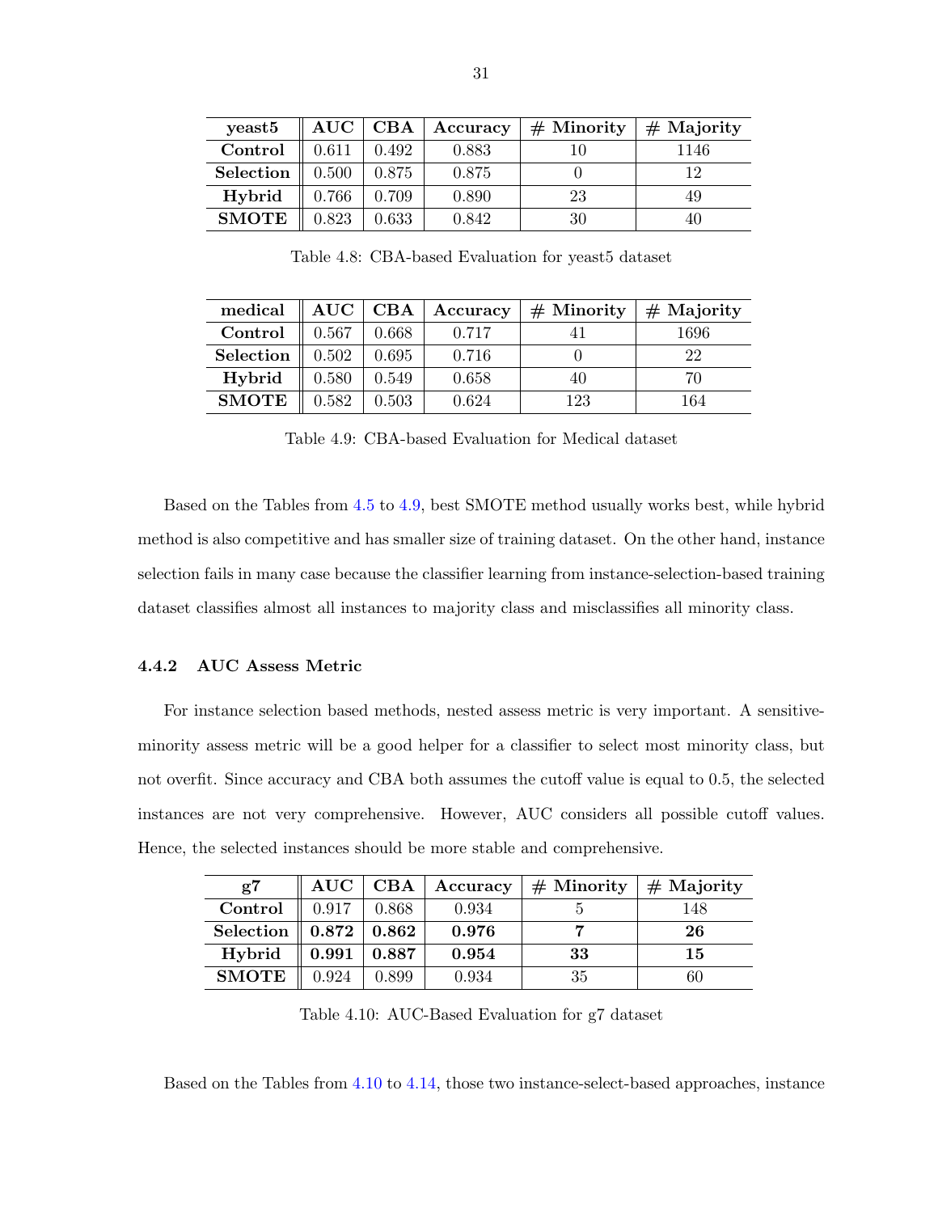| yeast5 | AUC | CBA | Accuracy | # Minority | # Majority |
|---|---|---|---|---|---|
| **Control** | 0.611 | 0.492 | 0.883 | 10 | 1146 |
| **Selection** | 0.500 | 0.875 | 0.875 | 0 | 12 |
| **Hybrid** | 0.766 | 0.709 | 0.890 | 23 | 49 |
| **SMOTE** | 0.823 | 0.633 | 0.842 | 30 | 40 |

Table 4.8: CBA-based Evaluation for yeast5 dataset

| medical | AUC | CBA | Accuracy | # Minority | # Majority |
|---|---|---|---|---|---|
| **Control** | 0.567 | 0.668 | 0.717 | 41 | 1696 |
| **Selection** | 0.502 | 0.695 | 0.716 | 0 | 22 |
| **Hybrid** | 0.580 | 0.549 | 0.658 | 40 | 70 |
| **SMOTE** | 0.582 | 0.503 | 0.624 | 123 | 164 |

Table 4.9: CBA-based Evaluation for Medical dataset

Based on the Tables from 4.5 to 4.9, best SMOTE method usually works best, while hybrid method is also competitive and has smaller size of training dataset. On the other hand, instance selection fails in many case because the classifier learning from instance-selection-based training dataset classifies almost all instances to majority class and misclassifies all minority class.

### 4.4.2 AUC Assess Metric

For instance selection based methods, nested assess metric is very important. A sensitive-minority assess metric will be a good helper for a classifier to select most minority class, but not overfit. Since accuracy and CBA both assumes the cutoff value is equal to 0.5, the selected instances are not very comprehensive. However, AUC considers all possible cutoff values. Hence, the selected instances should be more stable and comprehensive.

| g7 | AUC | CBA | Accuracy | # Minority | # Majority |
|---|---|---|---|---|---|
| **Control** | 0.917 | 0.868 | 0.934 | 5 | 148 |
| **Selection** | **0.872** | **0.862** | **0.976** | **7** | **26** |
| **Hybrid** | **0.991** | **0.887** | **0.954** | **33** | **15** |
| **SMOTE** | 0.924 | 0.899 | 0.934 | 35 | 60 |

Table 4.10: AUC-Based Evaluation for g7 dataset

Based on the Tables from 4.10 to 4.14, those two instance-select-based approaches, instance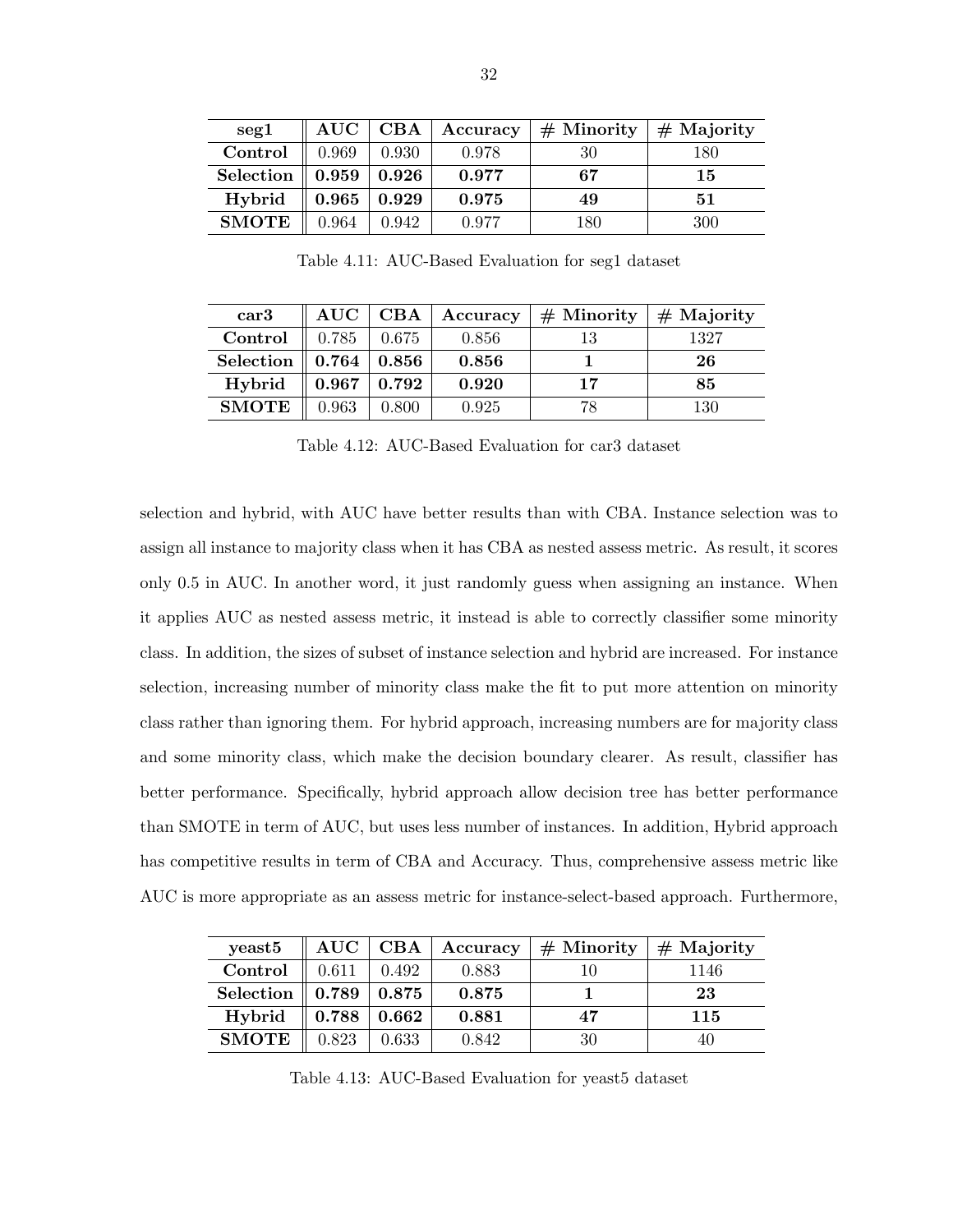| **seg1** | **AUC** | **CBA** | **Accuracy** | **# Minority** | **# Majority** |
|---|---|---|---|---|---|
| **Control** | 0.969 | 0.930 | 0.978 | 30 | 180 |
| **Selection** | **0.959** | **0.926** | **0.977** | **67** | **15** |
| **Hybrid** | **0.965** | **0.929** | **0.975** | **49** | **51** |
| **SMOTE** | 0.964 | 0.942 | 0.977 | 180 | 300 |

Table 4.11: AUC-Based Evaluation for seg1 dataset

| **car3** | **AUC** | **CBA** | **Accuracy** | **# Minority** | **# Majority** |
|---|---|---|---|---|---|
| **Control** | 0.785 | 0.675 | 0.856 | 13 | 1327 |
| **Selection** | **0.764** | **0.856** | **0.856** | **1** | **26** |
| **Hybrid** | **0.967** | **0.792** | **0.920** | **17** | **85** |
| **SMOTE** | 0.963 | 0.800 | 0.925 | 78 | 130 |

Table 4.12: AUC-Based Evaluation for car3 dataset

selection and hybrid, with AUC have better results than with CBA. Instance selection was to assign all instance to majority class when it has CBA as nested assess metric. As result, it scores only 0.5 in AUC. In another word, it just randomly guess when assigning an instance. When it applies AUC as nested assess metric, it instead is able to correctly classifier some minority class. In addition, the sizes of subset of instance selection and hybrid are increased. For instance selection, increasing number of minority class make the fit to put more attention on minority class rather than ignoring them. For hybrid approach, increasing numbers are for majority class and some minority class, which make the decision boundary clearer. As result, classifier has better performance. Specifically, hybrid approach allow decision tree has better performance than SMOTE in term of AUC, but uses less number of instances. In addition, Hybrid approach has competitive results in term of CBA and Accuracy. Thus, comprehensive assess metric like AUC is more appropriate as an assess metric for instance-select-based approach. Furthermore,

| **yeast5** | **AUC** | **CBA** | **Accuracy** | **# Minority** | **# Majority** |
|---|---|---|---|---|---|
| **Control** | 0.611 | 0.492 | 0.883 | 10 | 1146 |
| **Selection** | **0.789** | **0.875** | **0.875** | **1** | **23** |
| **Hybrid** | **0.788** | **0.662** | **0.881** | **47** | **115** |
| **SMOTE** | 0.823 | 0.633 | 0.842 | 30 | 40 |

Table 4.13: AUC-Based Evaluation for yeast5 dataset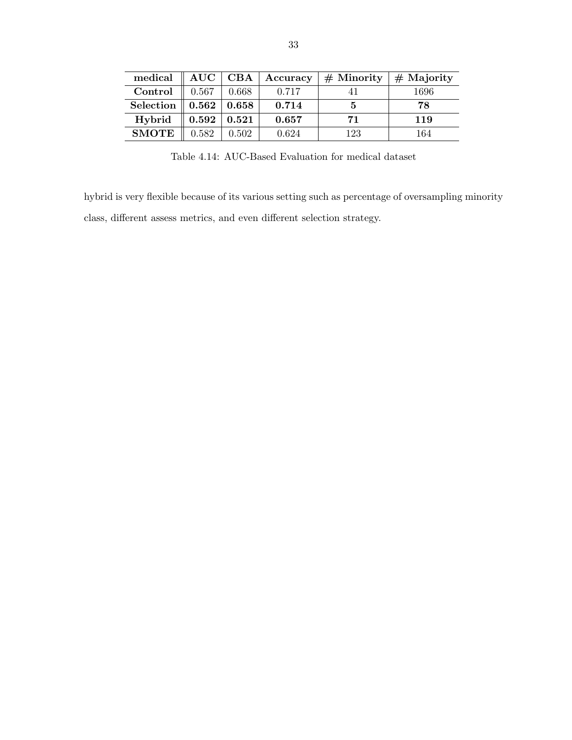| medical | AUC | CBA | Accuracy | # Minority | # Majority |
|---|---|---|---|---|---|
| **Control** | 0.567 | 0.668 | 0.717 | 41 | 1696 |
| **Selection** | **0.562** | **0.658** | **0.714** | **5** | **78** |
| **Hybrid** | **0.592** | **0.521** | **0.657** | **71** | **119** |
| **SMOTE** | 0.582 | 0.502 | 0.624 | 123 | 164 |

Table 4.14: AUC-Based Evaluation for medical dataset

hybrid is very flexible because of its various setting such as percentage of oversampling minority class, different assess metrics, and even different selection strategy.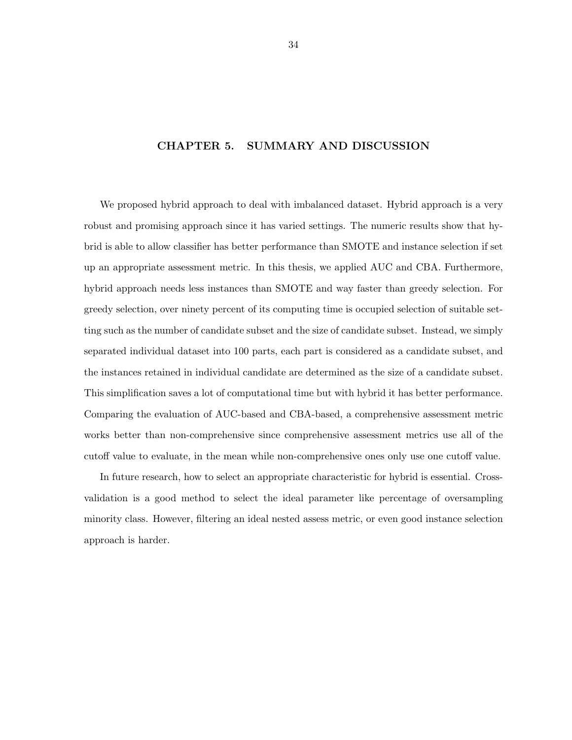# CHAPTER 5. SUMMARY AND DISCUSSION

We proposed hybrid approach to deal with imbalanced dataset. Hybrid approach is a very robust and promising approach since it has varied settings. The numeric results show that hybrid is able to allow classifier has better performance than SMOTE and instance selection if set up an appropriate assessment metric. In this thesis, we applied AUC and CBA. Furthermore, hybrid approach needs less instances than SMOTE and way faster than greedy selection. For greedy selection, over ninety percent of its computing time is occupied selection of suitable setting such as the number of candidate subset and the size of candidate subset. Instead, we simply separated individual dataset into 100 parts, each part is considered as a candidate subset, and the instances retained in individual candidate are determined as the size of a candidate subset. This simplification saves a lot of computational time but with hybrid it has better performance. Comparing the evaluation of AUC-based and CBA-based, a comprehensive assessment metric works better than non-comprehensive since comprehensive assessment metrics use all of the cutoff value to evaluate, in the mean while non-comprehensive ones only use one cutoff value.

In future research, how to select an appropriate characteristic for hybrid is essential. Cross-validation is a good method to select the ideal parameter like percentage of oversampling minority class. However, filtering an ideal nested assess metric, or even good instance selection approach is harder.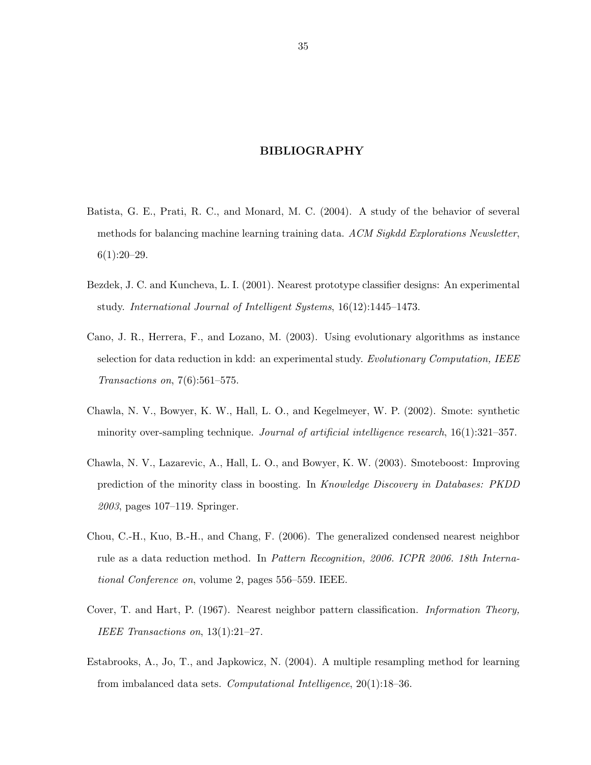# BIBLIOGRAPHY

Batista, G. E., Prati, R. C., and Monard, M. C. (2004). A study of the behavior of several methods for balancing machine learning training data. *ACM Sigkdd Explorations Newsletter*, 6(1):20–29.

Bezdek, J. C. and Kuncheva, L. I. (2001). Nearest prototype classifier designs: An experimental study. *International Journal of Intelligent Systems*, 16(12):1445–1473.

Cano, J. R., Herrera, F., and Lozano, M. (2003). Using evolutionary algorithms as instance selection for data reduction in kdd: an experimental study. *Evolutionary Computation, IEEE Transactions on*, 7(6):561–575.

Chawla, N. V., Bowyer, K. W., Hall, L. O., and Kegelmeyer, W. P. (2002). Smote: synthetic minority over-sampling technique. *Journal of artificial intelligence research*, 16(1):321–357.

Chawla, N. V., Lazarevic, A., Hall, L. O., and Bowyer, K. W. (2003). Smoteboost: Improving prediction of the minority class in boosting. In *Knowledge Discovery in Databases: PKDD 2003*, pages 107–119. Springer.

Chou, C.-H., Kuo, B.-H., and Chang, F. (2006). The generalized condensed nearest neighbor rule as a data reduction method. In *Pattern Recognition, 2006. ICPR 2006. 18th International Conference on*, volume 2, pages 556–559. IEEE.

Cover, T. and Hart, P. (1967). Nearest neighbor pattern classification. *Information Theory, IEEE Transactions on*, 13(1):21–27.

Estabrooks, A., Jo, T., and Japkowicz, N. (2004). A multiple resampling method for learning from imbalanced data sets. *Computational Intelligence*, 20(1):18–36.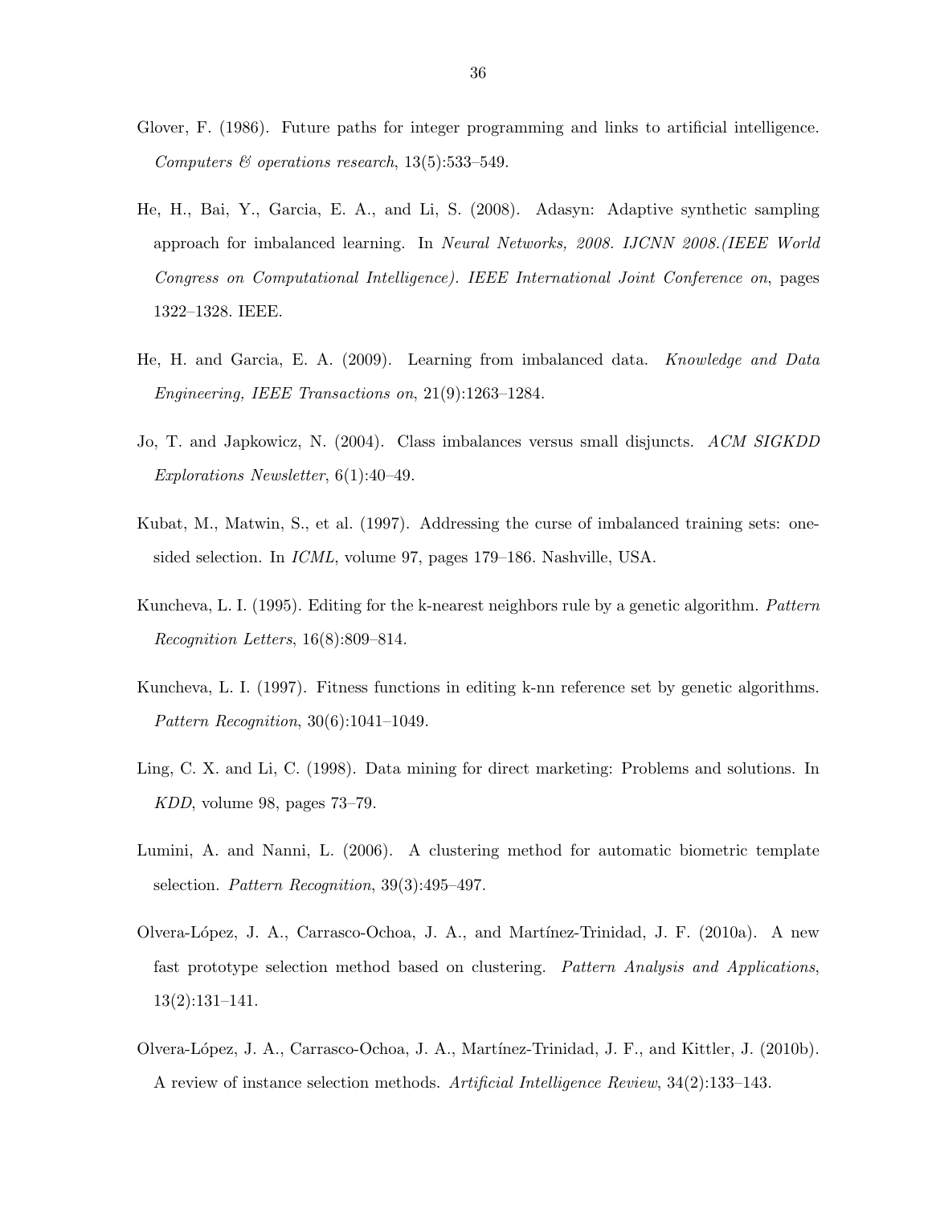Glover, F. (1986). Future paths for integer programming and links to artificial intelligence. *Computers & operations research*, 13(5):533–549.

He, H., Bai, Y., Garcia, E. A., and Li, S. (2008). Adasyn: Adaptive synthetic sampling approach for imbalanced learning. In *Neural Networks, 2008. IJCNN 2008.(IEEE World Congress on Computational Intelligence). IEEE International Joint Conference on*, pages 1322–1328. IEEE.

He, H. and Garcia, E. A. (2009). Learning from imbalanced data. *Knowledge and Data Engineering, IEEE Transactions on*, 21(9):1263–1284.

Jo, T. and Japkowicz, N. (2004). Class imbalances versus small disjuncts. *ACM SIGKDD Explorations Newsletter*, 6(1):40–49.

Kubat, M., Matwin, S., et al. (1997). Addressing the curse of imbalanced training sets: one-sided selection. In *ICML*, volume 97, pages 179–186. Nashville, USA.

Kuncheva, L. I. (1995). Editing for the k-nearest neighbors rule by a genetic algorithm. *Pattern Recognition Letters*, 16(8):809–814.

Kuncheva, L. I. (1997). Fitness functions in editing k-nn reference set by genetic algorithms. *Pattern Recognition*, 30(6):1041–1049.

Ling, C. X. and Li, C. (1998). Data mining for direct marketing: Problems and solutions. In *KDD*, volume 98, pages 73–79.

Lumini, A. and Nanni, L. (2006). A clustering method for automatic biometric template selection. *Pattern Recognition*, 39(3):495–497.

Olvera-López, J. A., Carrasco-Ochoa, J. A., and Martínez-Trinidad, J. F. (2010a). A new fast prototype selection method based on clustering. *Pattern Analysis and Applications*, 13(2):131–141.

Olvera-López, J. A., Carrasco-Ochoa, J. A., Martínez-Trinidad, J. F., and Kittler, J. (2010b). A review of instance selection methods. *Artificial Intelligence Review*, 34(2):133–143.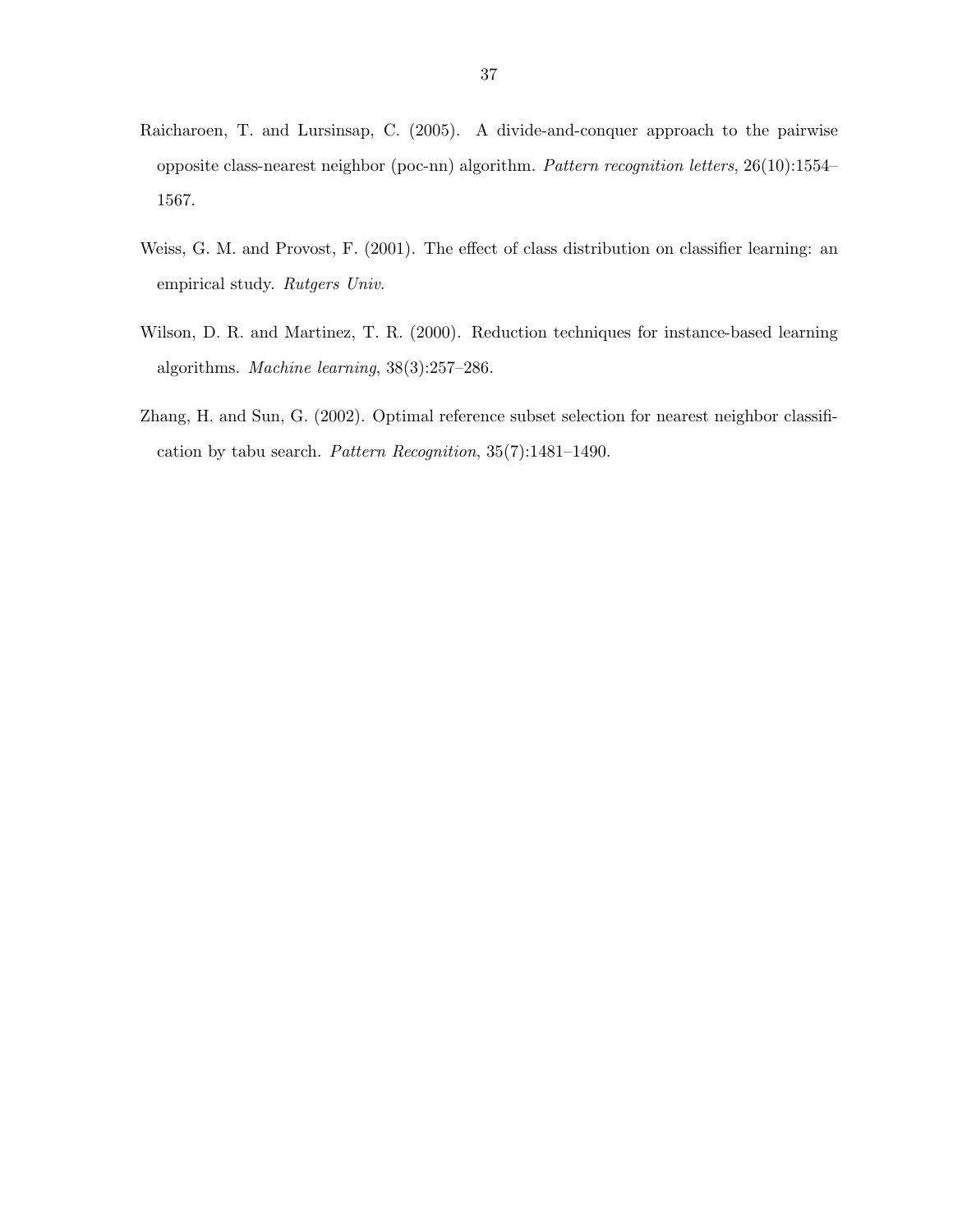Raicharoen, T. and Lursinsap, C. (2005). A divide-and-conquer approach to the pairwise opposite class-nearest neighbor (poc-nn) algorithm. *Pattern recognition letters*, 26(10):1554–1567.

Weiss, G. M. and Provost, F. (2001). The effect of class distribution on classifier learning: an empirical study. *Rutgers Univ*.

Wilson, D. R. and Martinez, T. R. (2000). Reduction techniques for instance-based learning algorithms. *Machine learning*, 38(3):257–286.

Zhang, H. and Sun, G. (2002). Optimal reference subset selection for nearest neighbor classification by tabu search. *Pattern Recognition*, 35(7):1481–1490.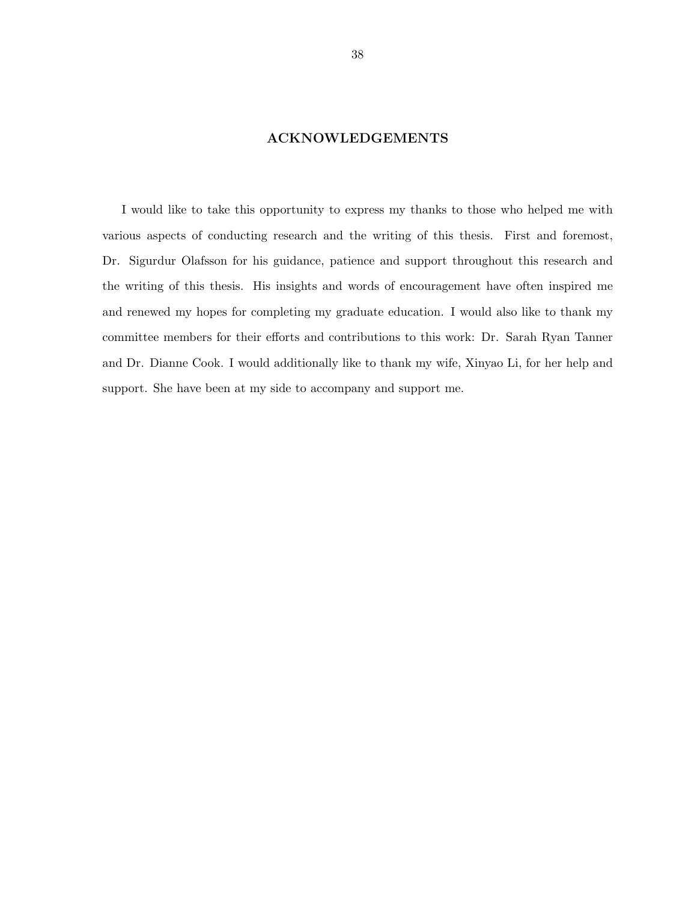# ACKNOWLEDGEMENTS

I would like to take this opportunity to express my thanks to those who helped me with various aspects of conducting research and the writing of this thesis. First and foremost, Dr. Sigurdur Olafsson for his guidance, patience and support throughout this research and the writing of this thesis. His insights and words of encouragement have often inspired me and renewed my hopes for completing my graduate education. I would also like to thank my committee members for their efforts and contributions to this work: Dr. Sarah Ryan Tanner and Dr. Dianne Cook. I would additionally like to thank my wife, Xinyao Li, for her help and support. She have been at my side to accompany and support me.